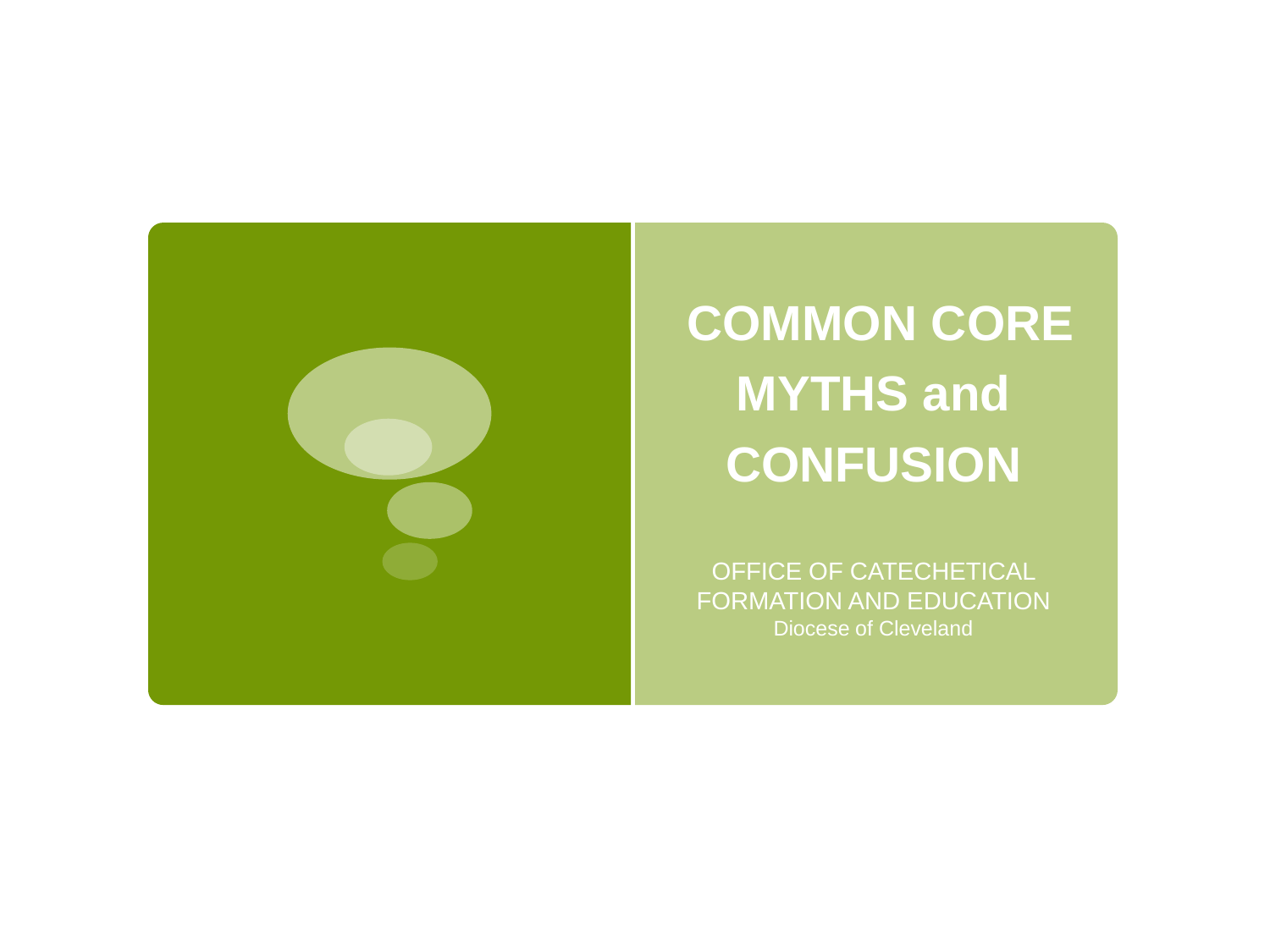# COMMON CORE MYTHS and CONFUSION

OFFICE OF CATECHETICAL FORMATION AND EDUCATION
Diocese of Cleveland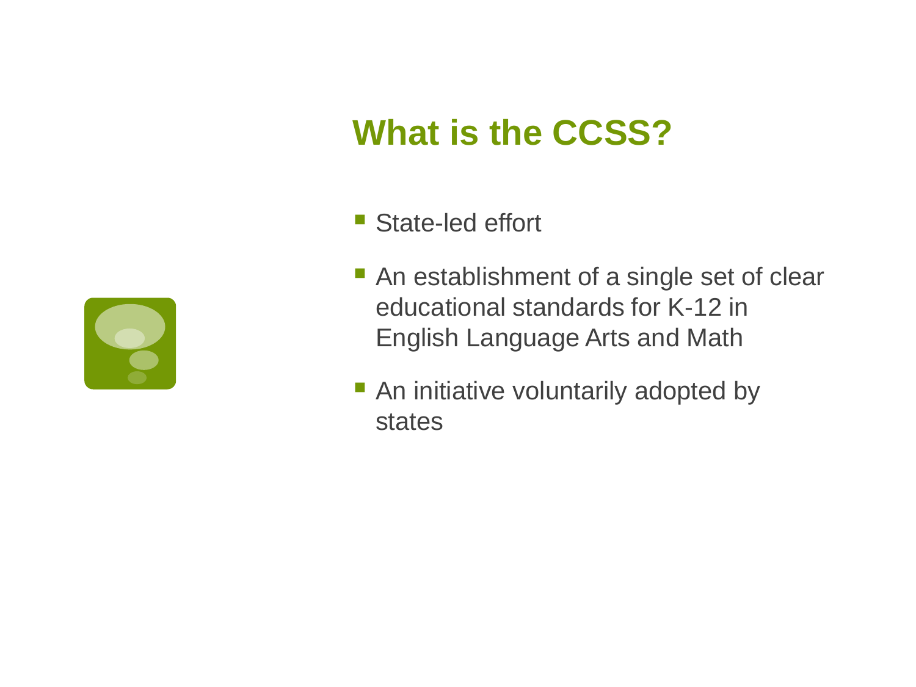# What is the CCSS?

- State-led effort
- An establishment of a single set of clear educational standards for K-12 in English Language Arts and Math
- An initiative voluntarily adopted by states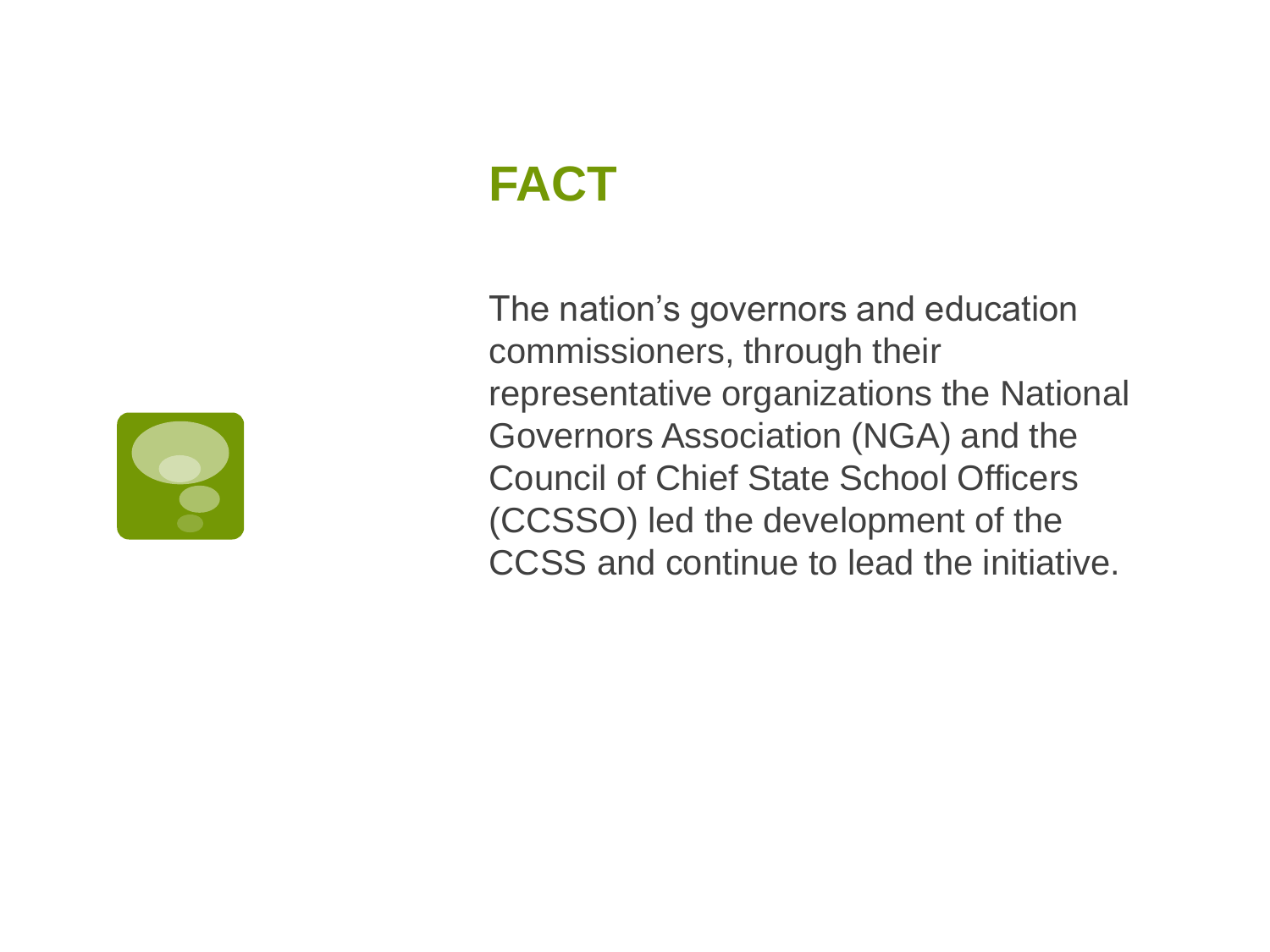# FACT

The nation's governors and education commissioners, through their representative organizations the National Governors Association (NGA) and the Council of Chief State School Officers (CCSSO) led the development of the CCSS and continue to lead the initiative.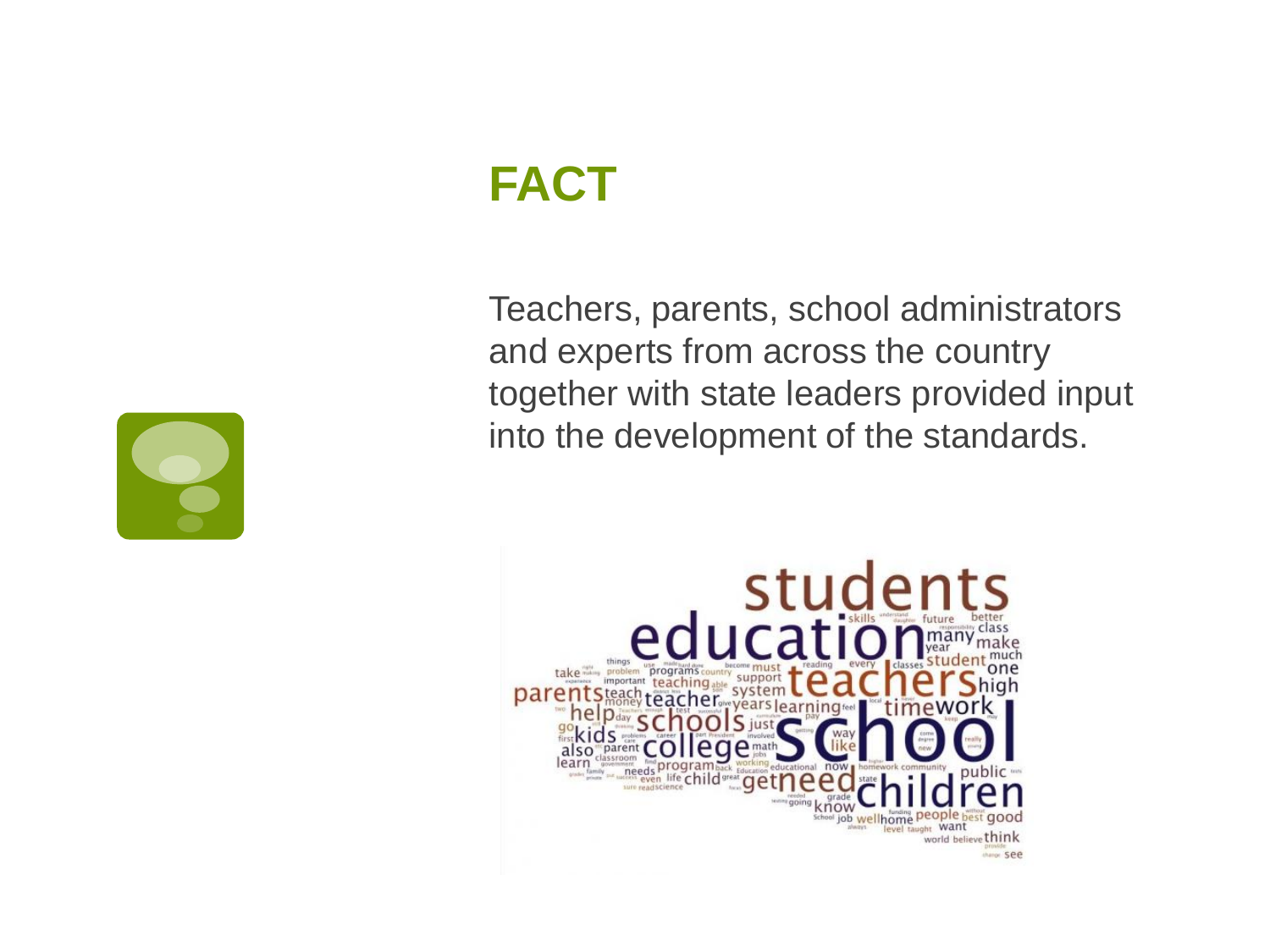# FACT

Teachers, parents, school administrators and experts from across the country together with state leaders provided input into the development of the standards.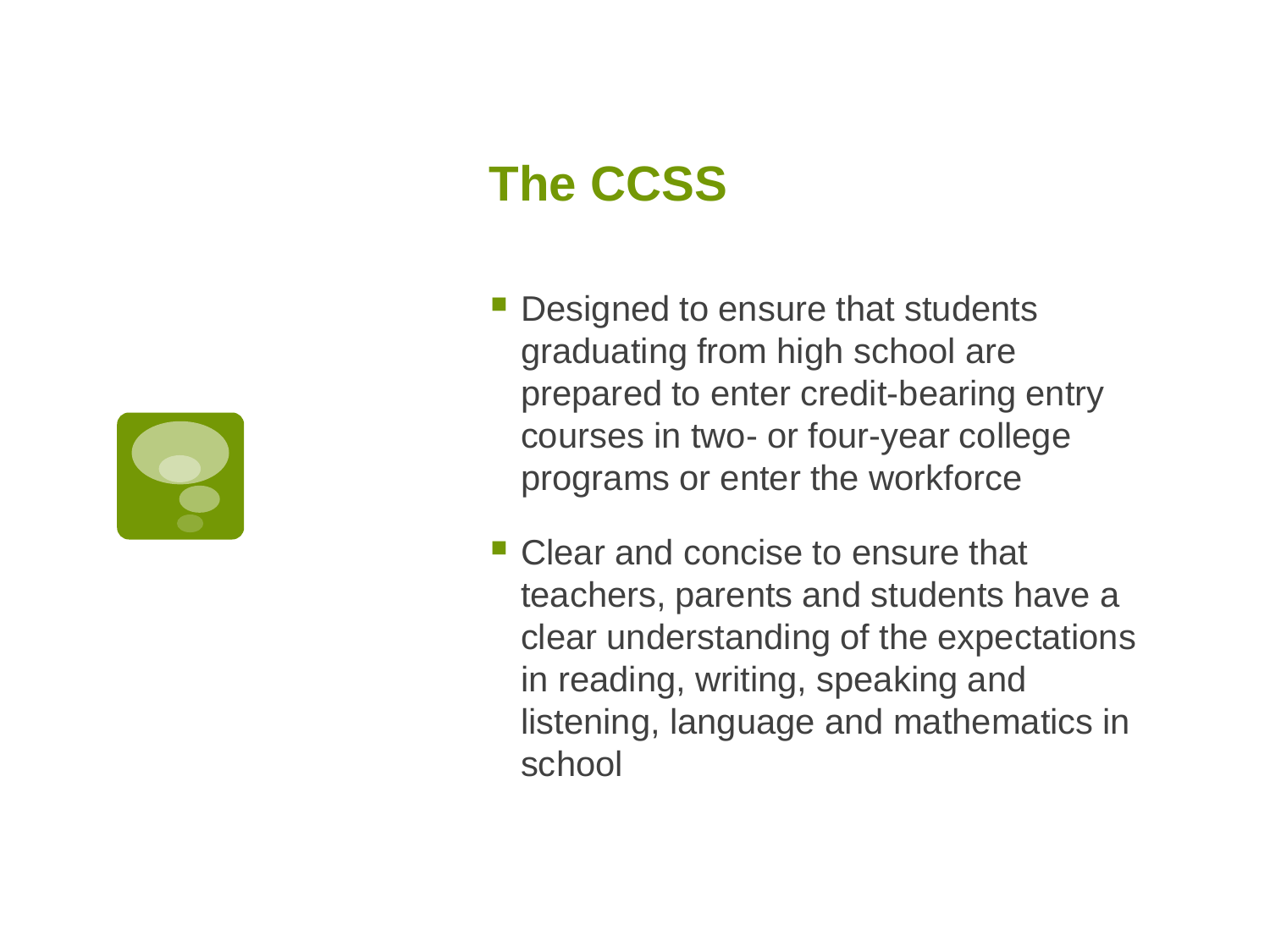# The CCSS

- Designed to ensure that students graduating from high school are prepared to enter credit-bearing entry courses in two- or four-year college programs or enter the workforce

- Clear and concise to ensure that teachers, parents and students have a clear understanding of the expectations in reading, writing, speaking and listening, language and mathematics in school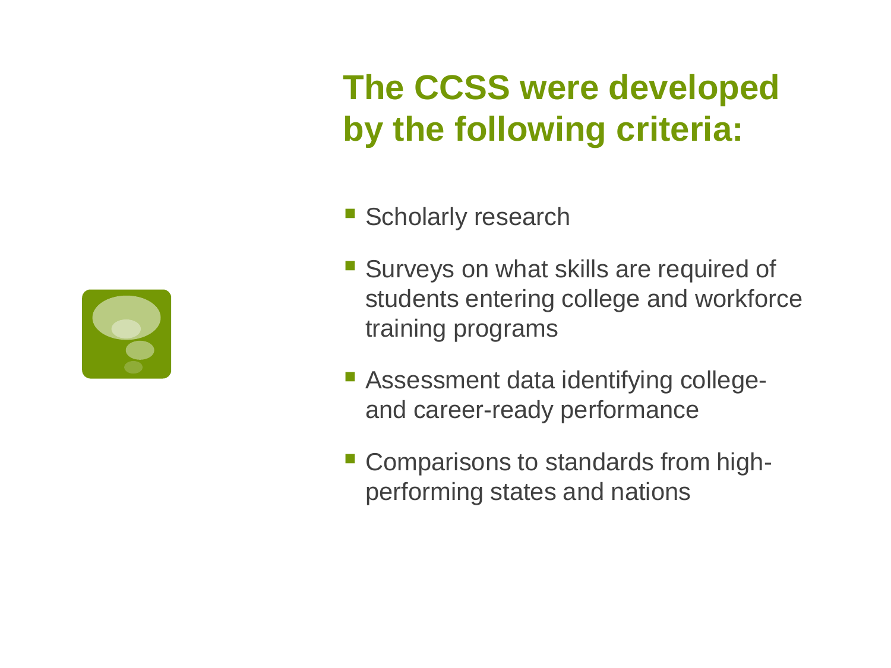# The CCSS were developed by the following criteria:

- Scholarly research
- Surveys on what skills are required of students entering college and workforce training programs
- Assessment data identifying college- and career-ready performance
- Comparisons to standards from high-performing states and nations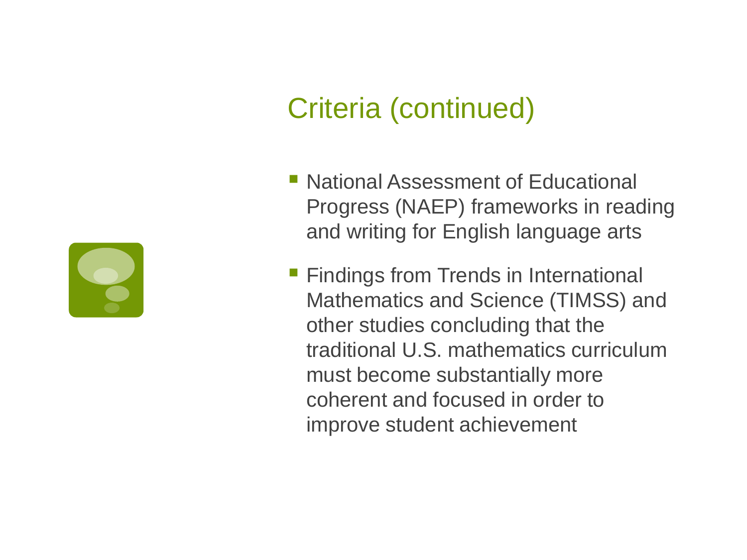# Criteria (continued)

- National Assessment of Educational Progress (NAEP) frameworks in reading and writing for English language arts
- Findings from Trends in International Mathematics and Science (TIMSS) and other studies concluding that the traditional U.S. mathematics curriculum must become substantially more coherent and focused in order to improve student achievement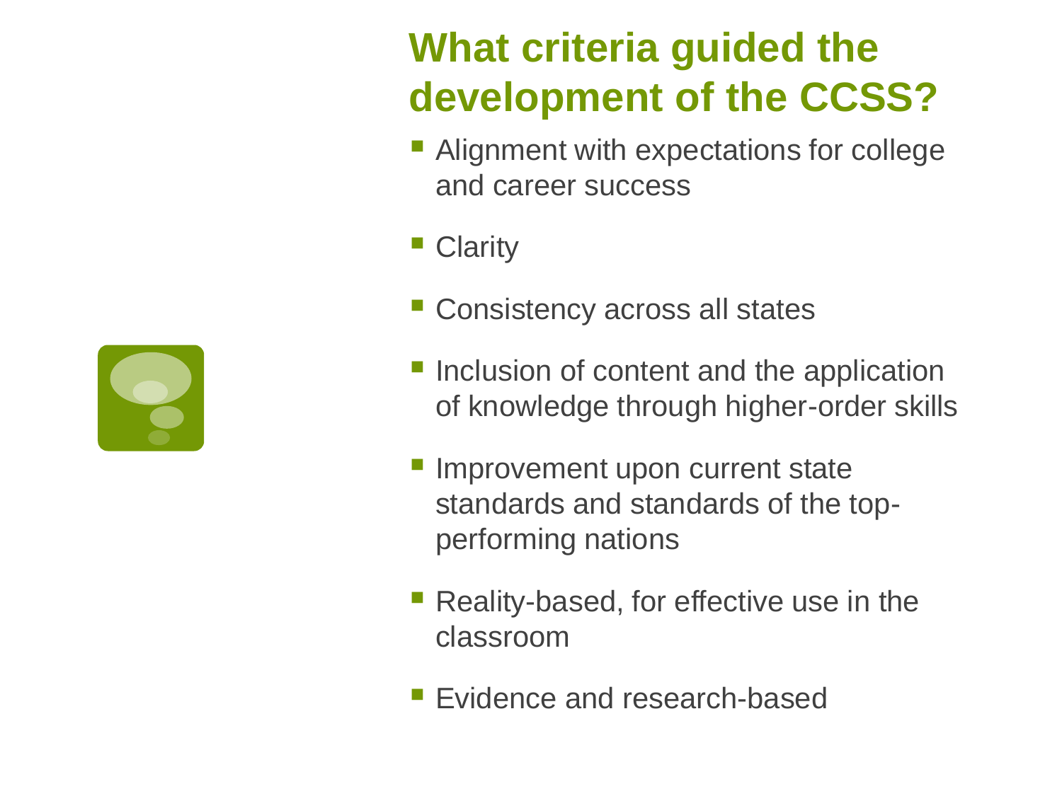# What criteria guided the development of the CCSS?

- Alignment with expectations for college and career success
- Clarity
- Consistency across all states
- Inclusion of content and the application of knowledge through higher-order skills
- Improvement upon current state standards and standards of the top-performing nations
- Reality-based, for effective use in the classroom
- Evidence and research-based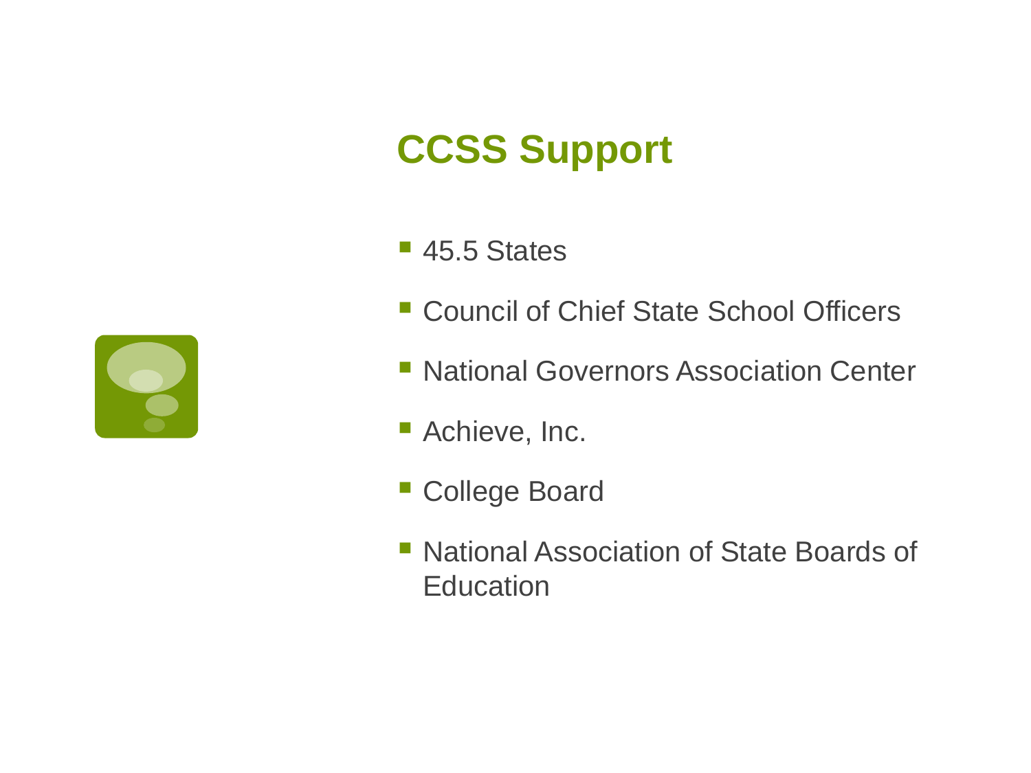# CCSS Support

- 45.5 States
- Council of Chief State School Officers
- National Governors Association Center
- Achieve, Inc.
- College Board
- National Association of State Boards of Education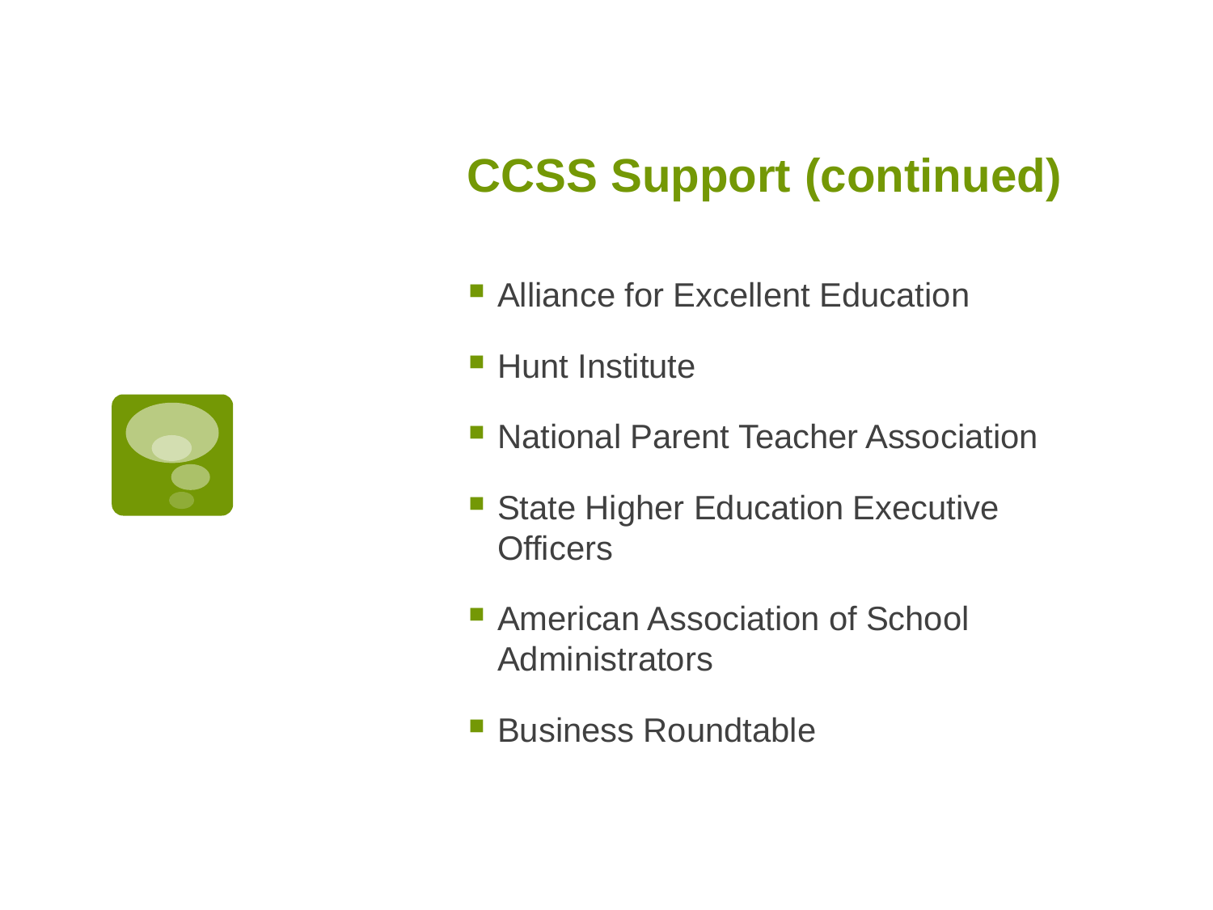# CCSS Support (continued)

- Alliance for Excellent Education
- Hunt Institute
- National Parent Teacher Association
- State Higher Education Executive Officers
- American Association of School Administrators
- Business Roundtable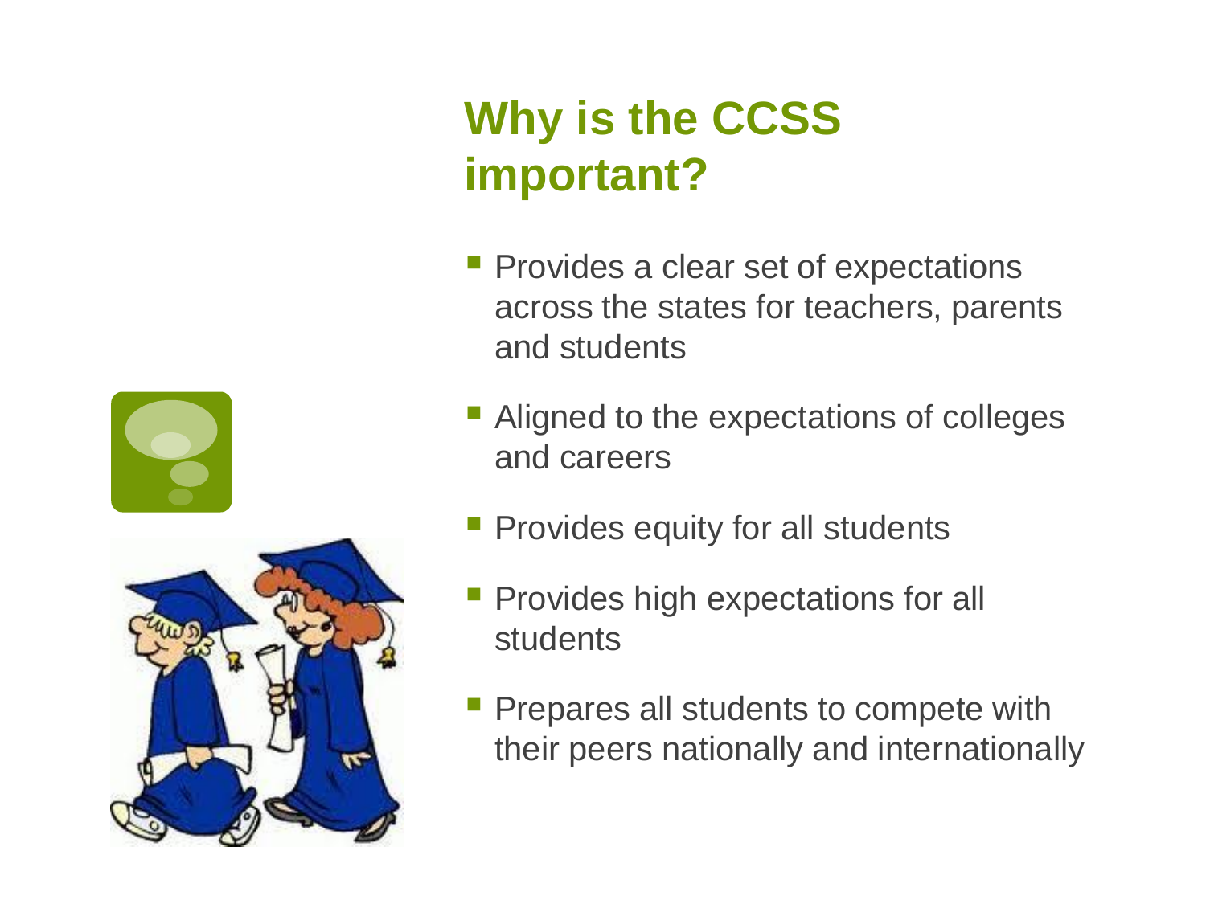# Why is the CCSS important?

- Provides a clear set of expectations across the states for teachers, parents and students
- Aligned to the expectations of colleges and careers
- Provides equity for all students
- Provides high expectations for all students
- Prepares all students to compete with their peers nationally and internationally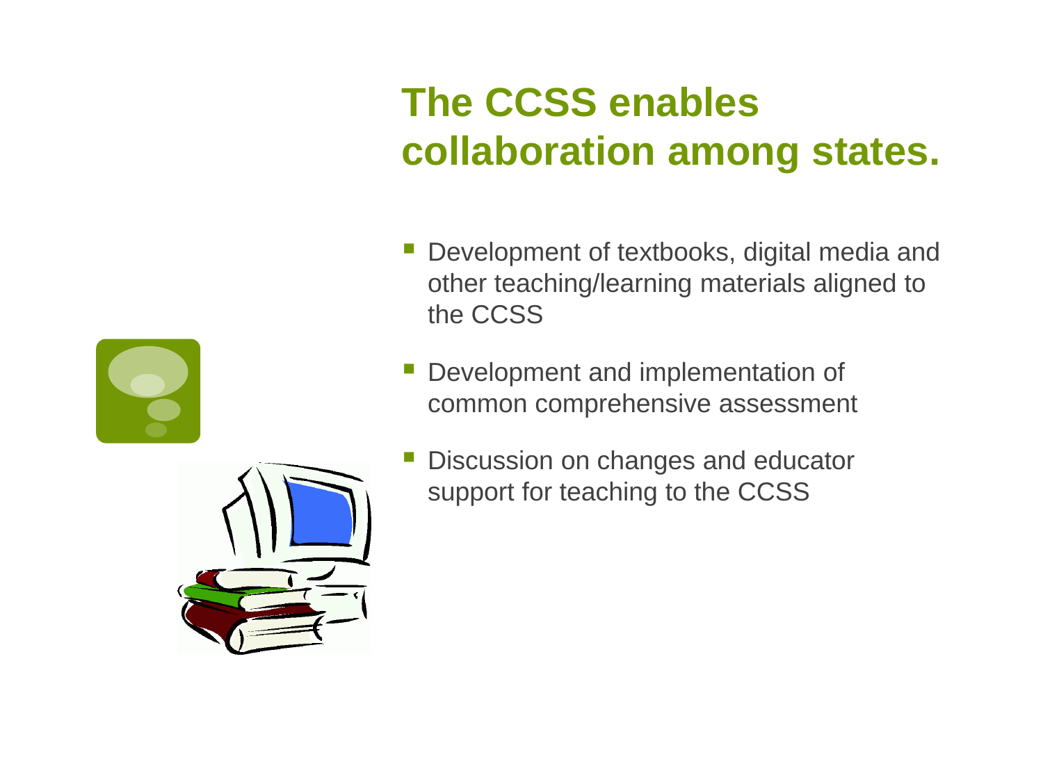# The CCSS enables collaboration among states.

- Development of textbooks, digital media and other teaching/learning materials aligned to the CCSS
- Development and implementation of common comprehensive assessment
- Discussion on changes and educator support for teaching to the CCSS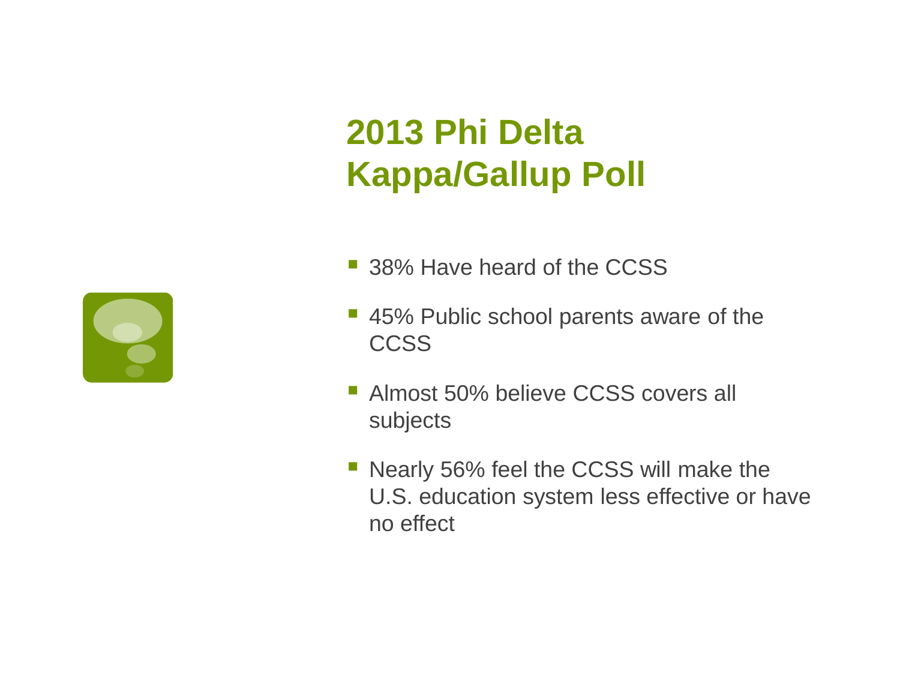# 2013 Phi Delta Kappa/Gallup Poll

- 38% Have heard of the CCSS
- 45% Public school parents aware of the CCSS
- Almost 50% believe CCSS covers all subjects
- Nearly 56% feel the CCSS will make the U.S. education system less effective or have no effect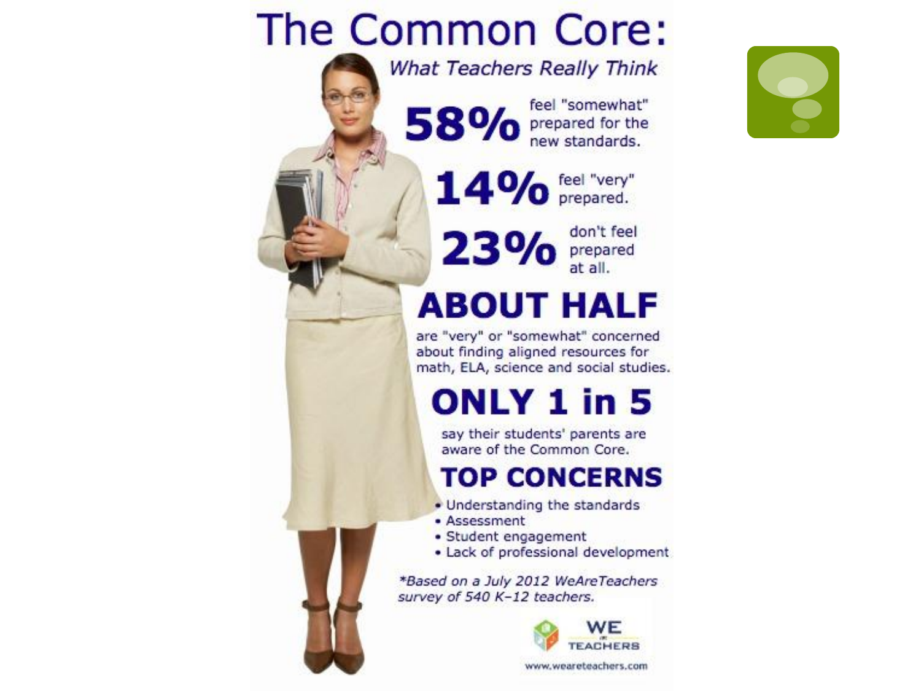# The Common Core:

*What Teachers Really Think*

**58%** feel "somewhat" prepared for the new standards.

**14%** feel "very" prepared.

**23%** don't feel prepared at all.

## ABOUT HALF

are "very" or "somewhat" concerned about finding aligned resources for math, ELA, science and social studies.

## ONLY 1 in 5

say their students' parents are aware of the Common Core.

## TOP CONCERNS

- Understanding the standards
- Assessment
- Student engagement
- Lack of professional development

*\*Based on a July 2012 WeAreTeachers survey of 540 K–12 teachers.*

WE are TEACHERS

www.weareteachers.com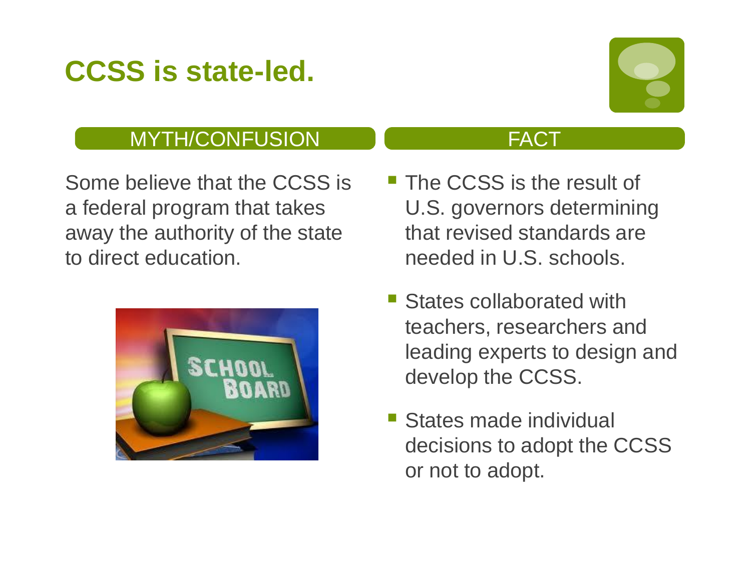# CCSS is state-led.

**MYTH/CONFUSION**

Some believe that the CCSS is a federal program that takes away the authority of the state to direct education.

**FACT**

- The CCSS is the result of U.S. governors determining that revised standards are needed in U.S. schools.
- States collaborated with teachers, researchers and leading experts to design and develop the CCSS.
- States made individual decisions to adopt the CCSS or not to adopt.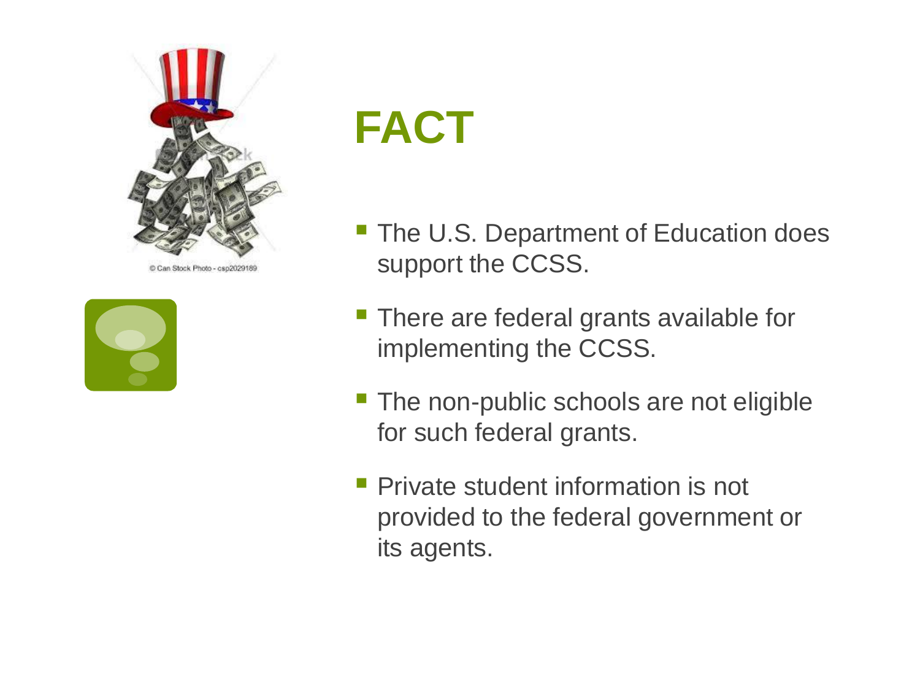# FACT

- The U.S. Department of Education does support the CCSS.
- There are federal grants available for implementing the CCSS.
- The non-public schools are not eligible for such federal grants.
- Private student information is not provided to the federal government or its agents.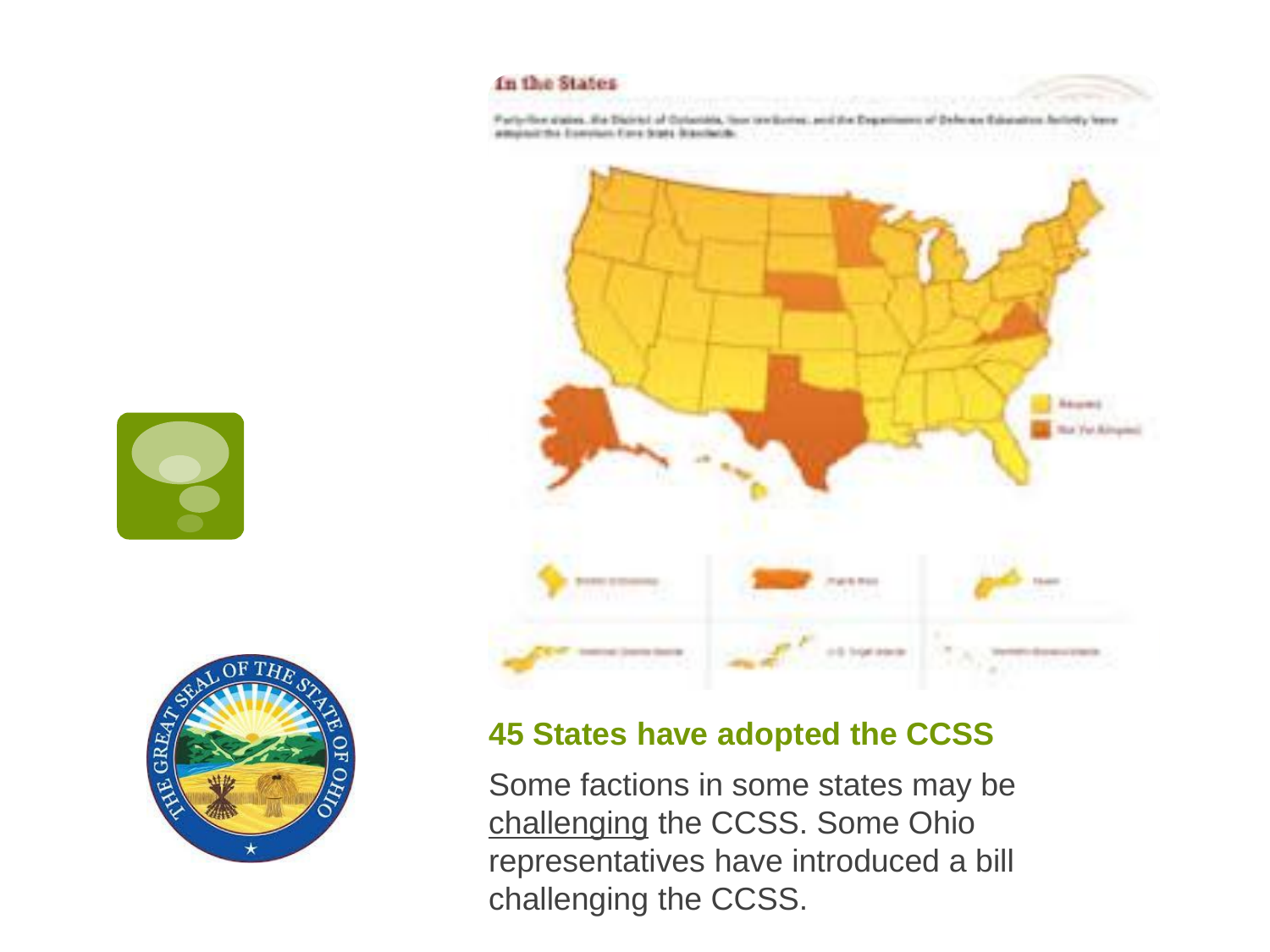## 45 States have adopted the CCSS

Some factions in some states may be challenging the CCSS. Some Ohio representatives have introduced a bill challenging the CCSS.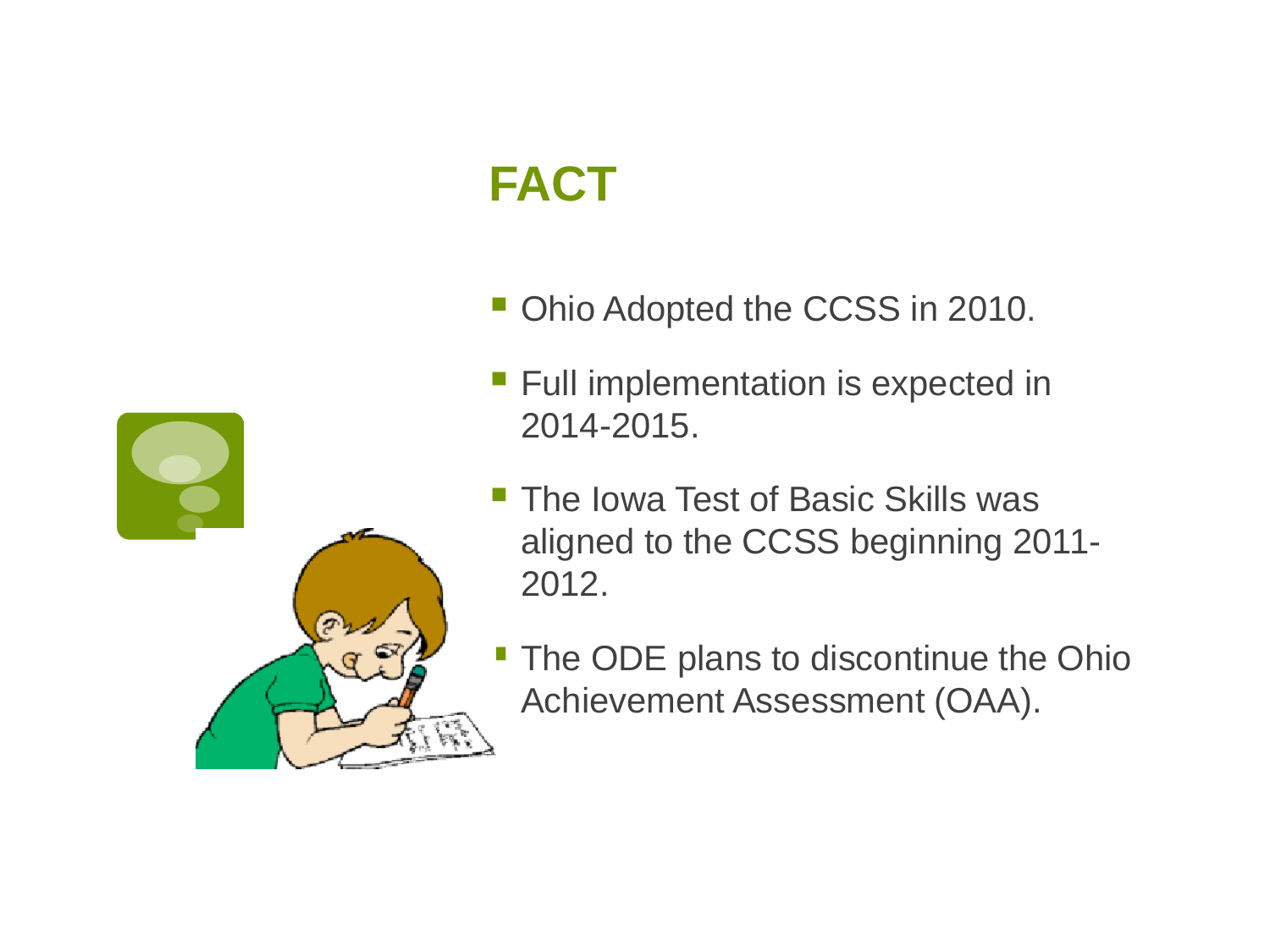# FACT

- Ohio Adopted the CCSS in 2010.
- Full implementation is expected in 2014-2015.
- The Iowa Test of Basic Skills was aligned to the CCSS beginning 2011-2012.
- The ODE plans to discontinue the Ohio Achievement Assessment (OAA).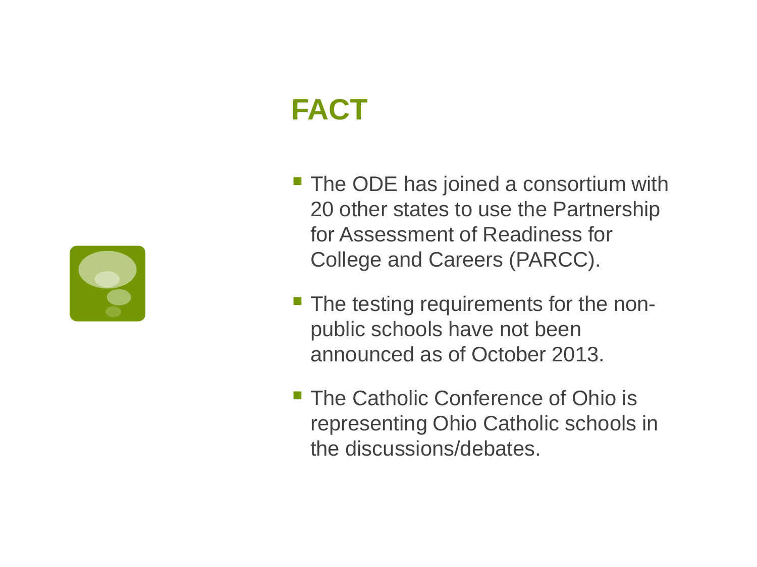# FACT

- The ODE has joined a consortium with 20 other states to use the Partnership for Assessment of Readiness for College and Careers (PARCC).
- The testing requirements for the non-public schools have not been announced as of October 2013.
- The Catholic Conference of Ohio is representing Ohio Catholic schools in the discussions/debates.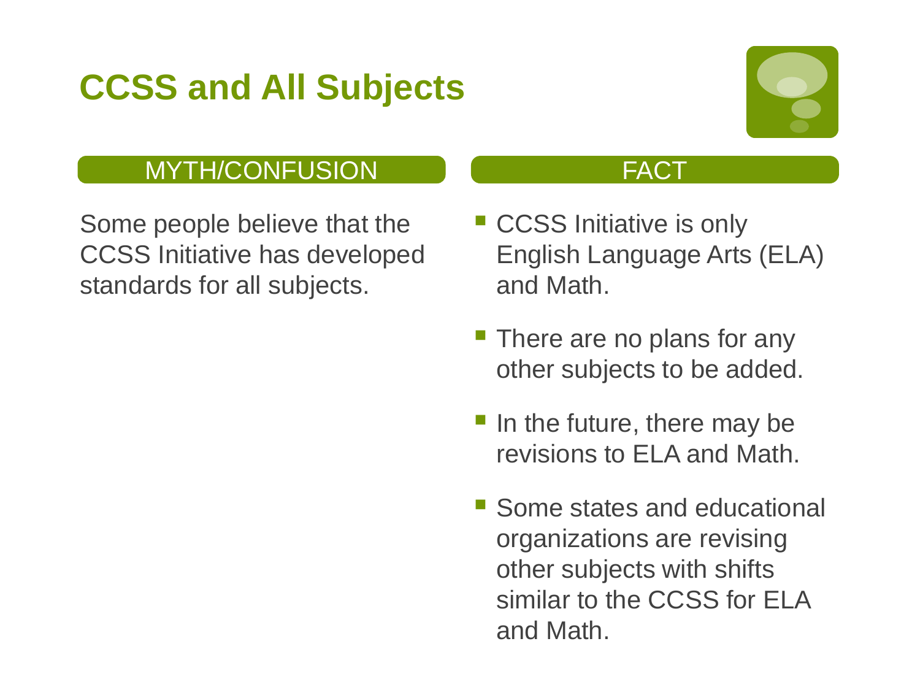# CCSS and All Subjects

**MYTH/CONFUSION**

Some people believe that the CCSS Initiative has developed standards for all subjects.

**FACT**

- CCSS Initiative is only English Language Arts (ELA) and Math.
- There are no plans for any other subjects to be added.
- In the future, there may be revisions to ELA and Math.
- Some states and educational organizations are revising other subjects with shifts similar to the CCSS for ELA and Math.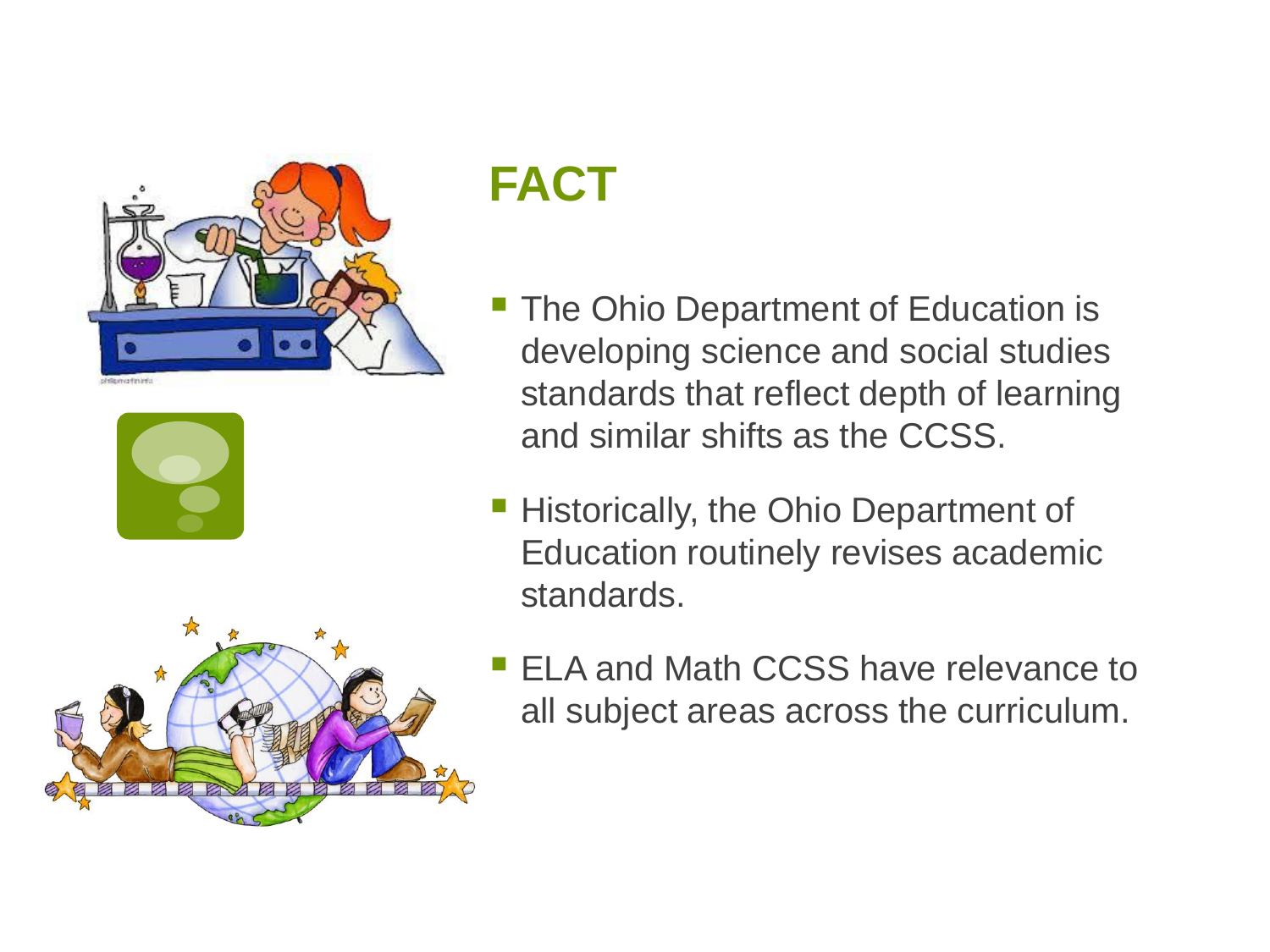# FACT

- The Ohio Department of Education is developing science and social studies standards that reflect depth of learning and similar shifts as the CCSS.
- Historically, the Ohio Department of Education routinely revises academic standards.
- ELA and Math CCSS have relevance to all subject areas across the curriculum.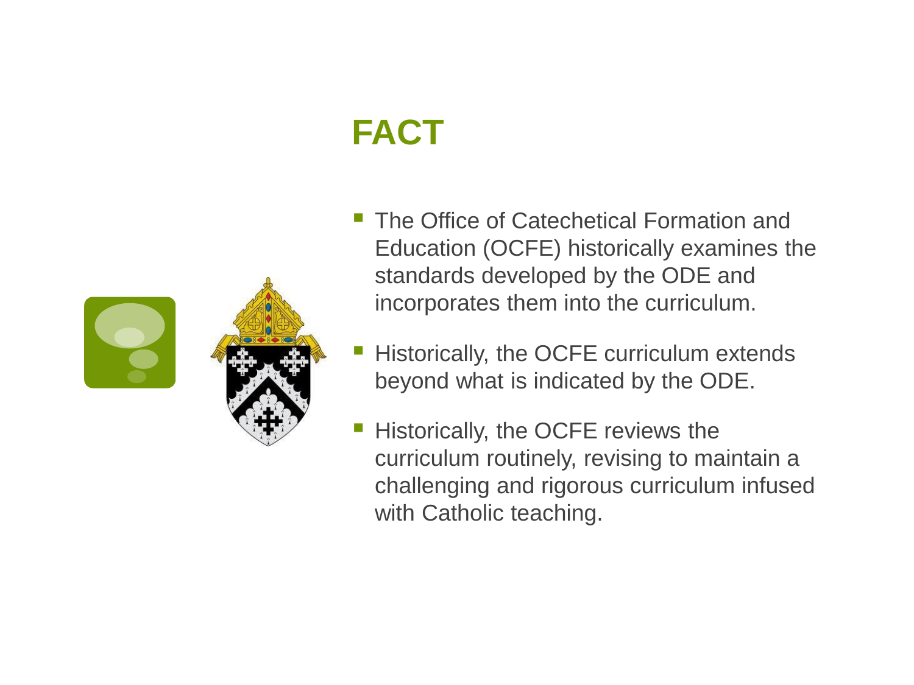# FACT

- The Office of Catechetical Formation and Education (OCFE) historically examines the standards developed by the ODE and incorporates them into the curriculum.
- Historically, the OCFE curriculum extends beyond what is indicated by the ODE.
- Historically, the OCFE reviews the curriculum routinely, revising to maintain a challenging and rigorous curriculum infused with Catholic teaching.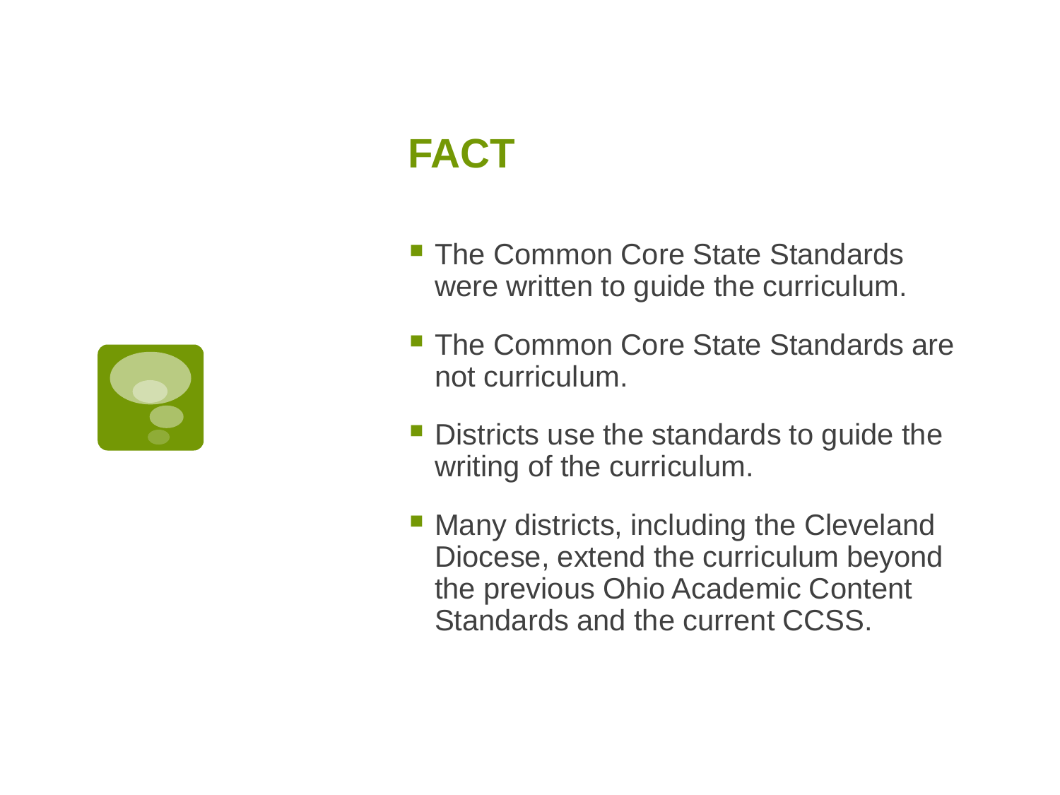# FACT

- The Common Core State Standards were written to guide the curriculum.
- The Common Core State Standards are not curriculum.
- Districts use the standards to guide the writing of the curriculum.
- Many districts, including the Cleveland Diocese, extend the curriculum beyond the previous Ohio Academic Content Standards and the current CCSS.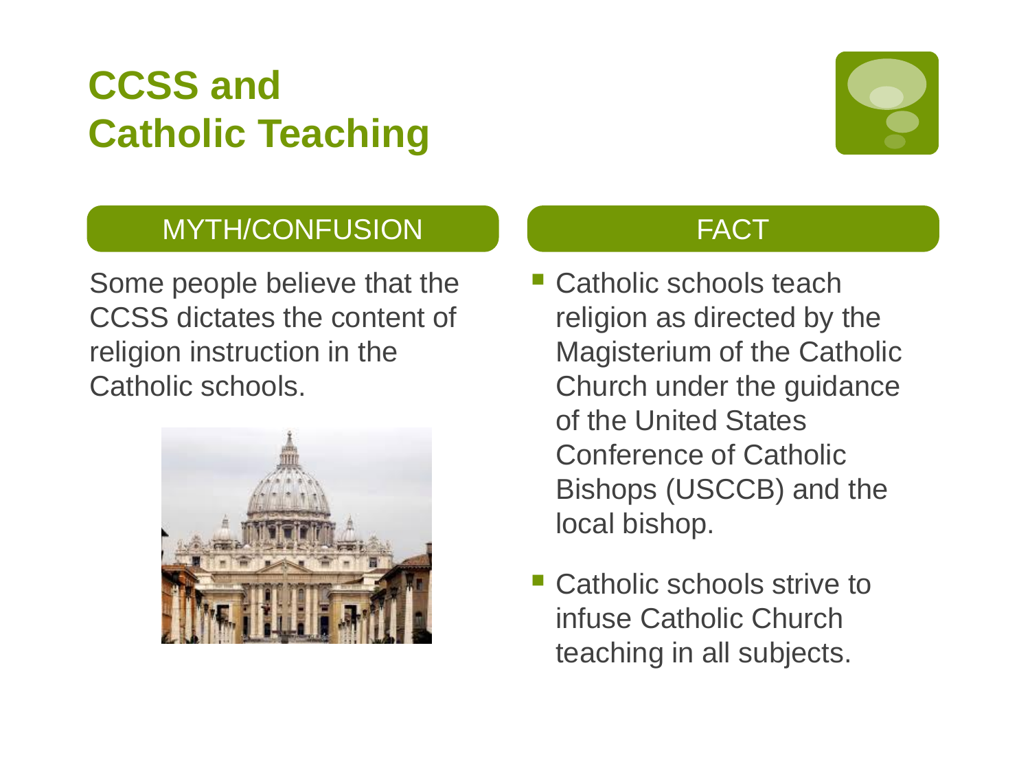# CCSS and Catholic Teaching

| MYTH/CONFUSION | FACT |
| --- | --- |
| Some people believe that the CCSS dictates the content of religion instruction in the Catholic schools. | Catholic schools teach religion as directed by the Magisterium of the Catholic Church under the guidance of the United States Conference of Catholic Bishops (USCCB) and the local bishop. |
| | Catholic schools strive to infuse Catholic Church teaching in all subjects. |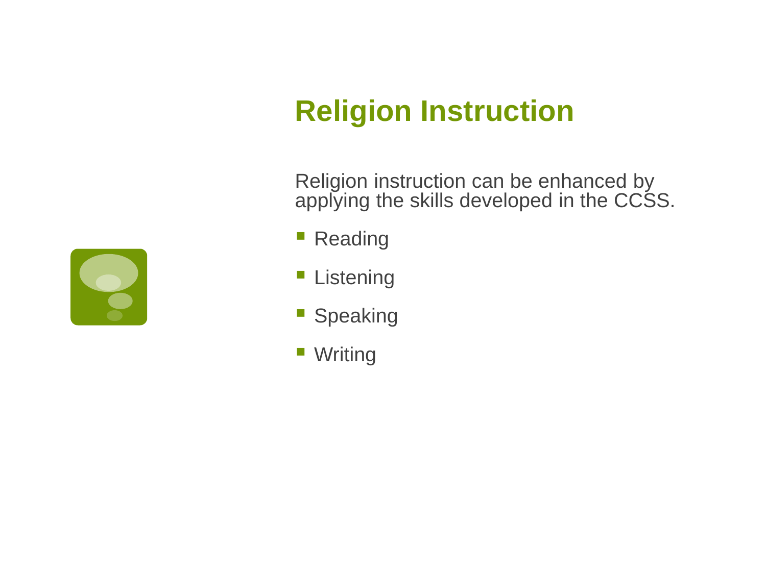# Religion Instruction

Religion instruction can be enhanced by applying the skills developed in the CCSS.

- Reading
- Listening
- Speaking
- Writing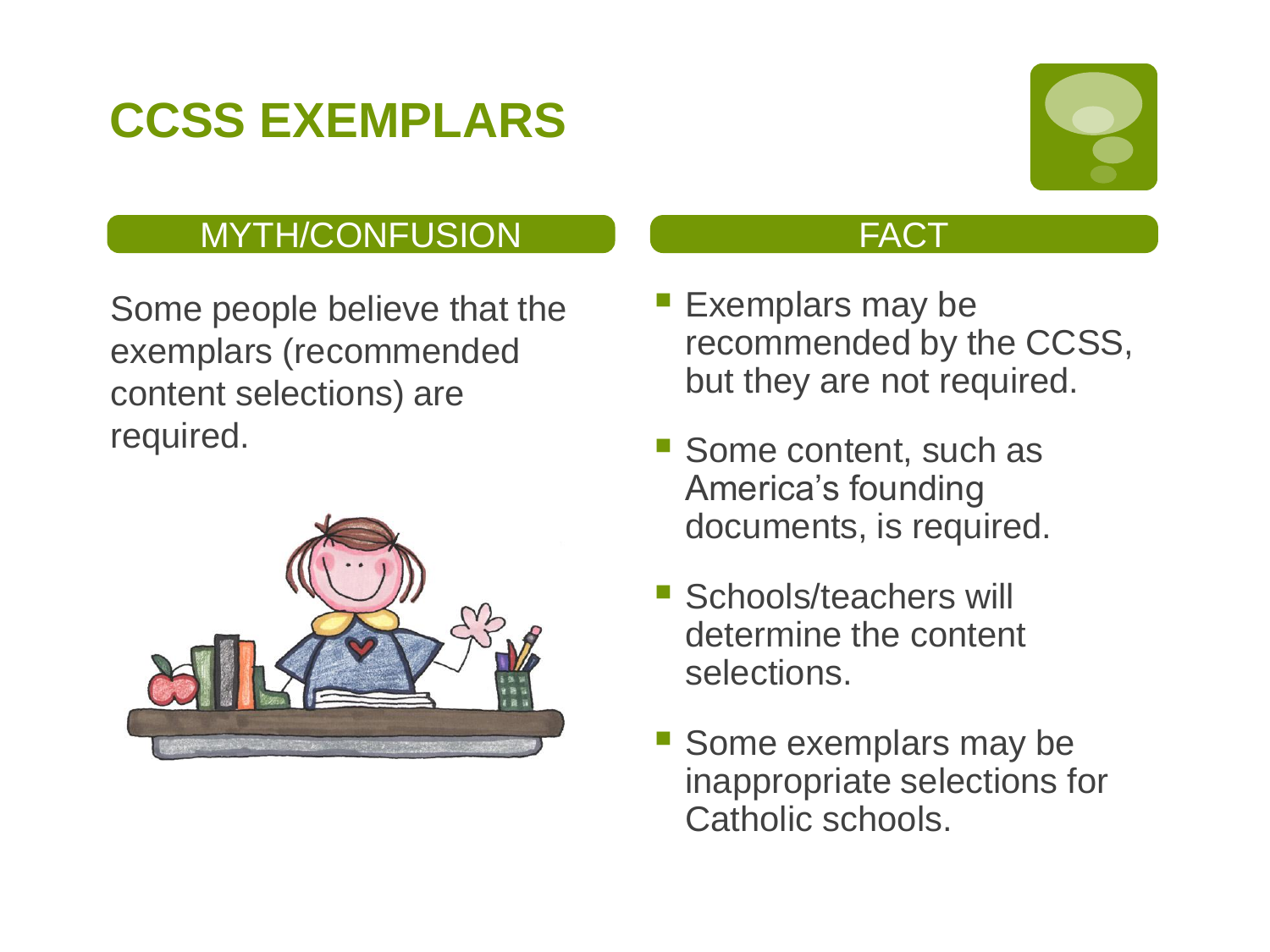# CCSS EXEMPLARS

| MYTH/CONFUSION | FACT |
| --- | --- |
| Some people believe that the exemplars (recommended content selections) are required. | Exemplars may be recommended by the CCSS, but they are not required. |

- Exemplars may be recommended by the CCSS, but they are not required.
- Some content, such as America's founding documents, is required.
- Schools/teachers will determine the content selections.
- Some exemplars may be inappropriate selections for Catholic schools.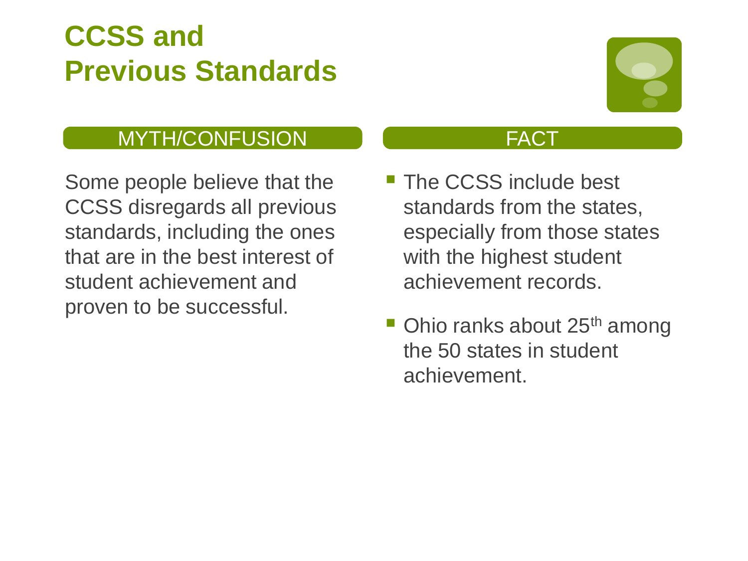# CCSS and Previous Standards

## MYTH/CONFUSION

Some people believe that the CCSS disregards all previous standards, including the ones that are in the best interest of student achievement and proven to be successful.

## FACT

- The CCSS include best standards from the states, especially from those states with the highest student achievement records.
- Ohio ranks about 25th among the 50 states in student achievement.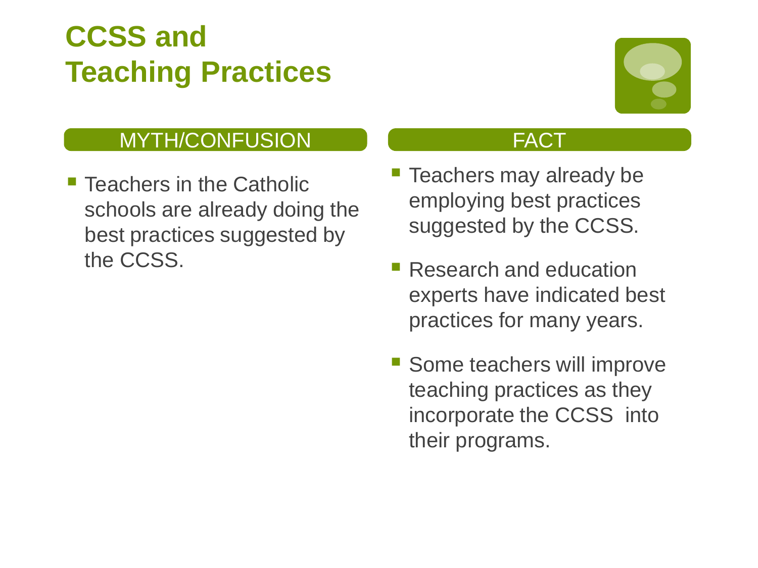# CCSS and Teaching Practices

## MYTH/CONFUSION

- Teachers in the Catholic schools are already doing the best practices suggested by the CCSS.

## FACT

- Teachers may already be employing best practices suggested by the CCSS.
- Research and education experts have indicated best practices for many years.
- Some teachers will improve teaching practices as they incorporate the CCSS into their programs.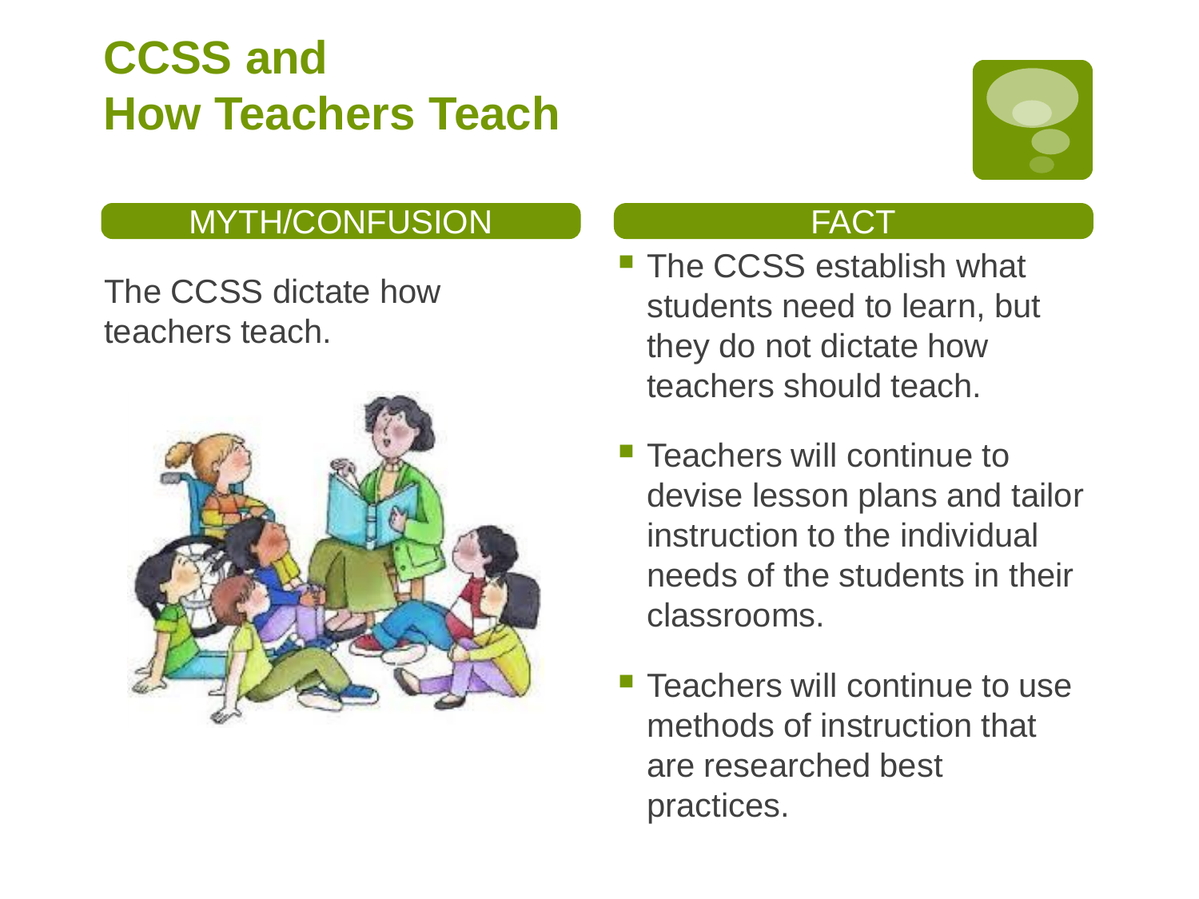# CCSS and How Teachers Teach

| MYTH/CONFUSION | FACT |
| --- | --- |
| The CCSS dictate how teachers teach. | The CCSS establish what students need to learn, but they do not dictate how teachers should teach. |

**FACT**

- The CCSS establish what students need to learn, but they do not dictate how teachers should teach.
- Teachers will continue to devise lesson plans and tailor instruction to the individual needs of the students in their classrooms.
- Teachers will continue to use methods of instruction that are researched best practices.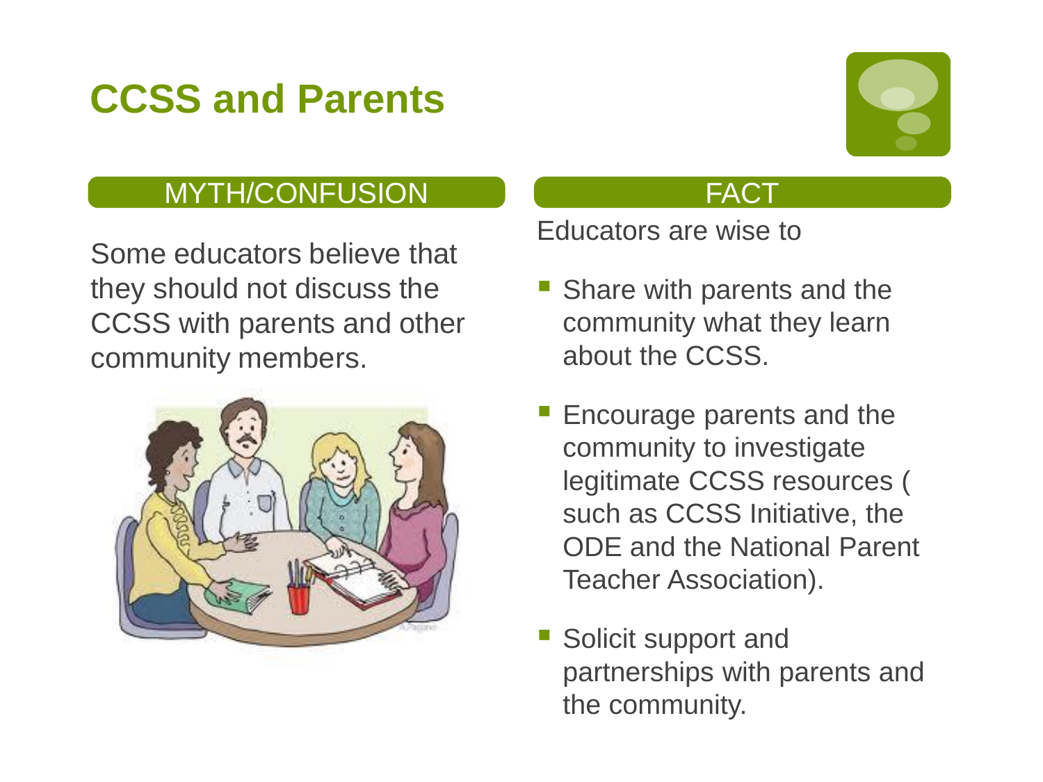# CCSS and Parents

## MYTH/CONFUSION

Some educators believe that they should not discuss the CCSS with parents and other community members.

## FACT

Educators are wise to

- Share with parents and the community what they learn about the CCSS.
- Encourage parents and the community to investigate legitimate CCSS resources ( such as CCSS Initiative, the ODE and the National Parent Teacher Association).
- Solicit support and partnerships with parents and the community.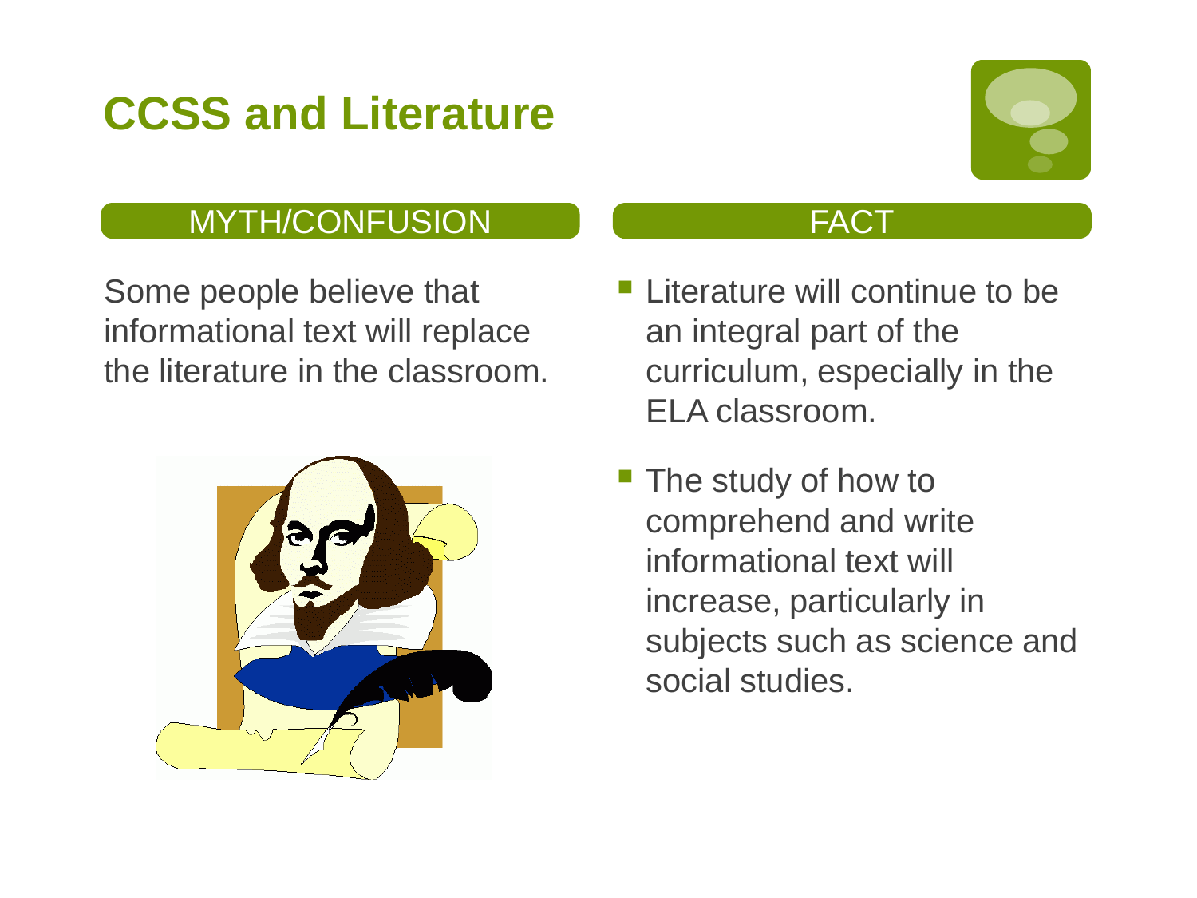# CCSS and Literature

## MYTH/CONFUSION

Some people believe that informational text will replace the literature in the classroom.

## FACT

- Literature will continue to be an integral part of the curriculum, especially in the ELA classroom.
- The study of how to comprehend and write informational text will increase, particularly in subjects such as science and social studies.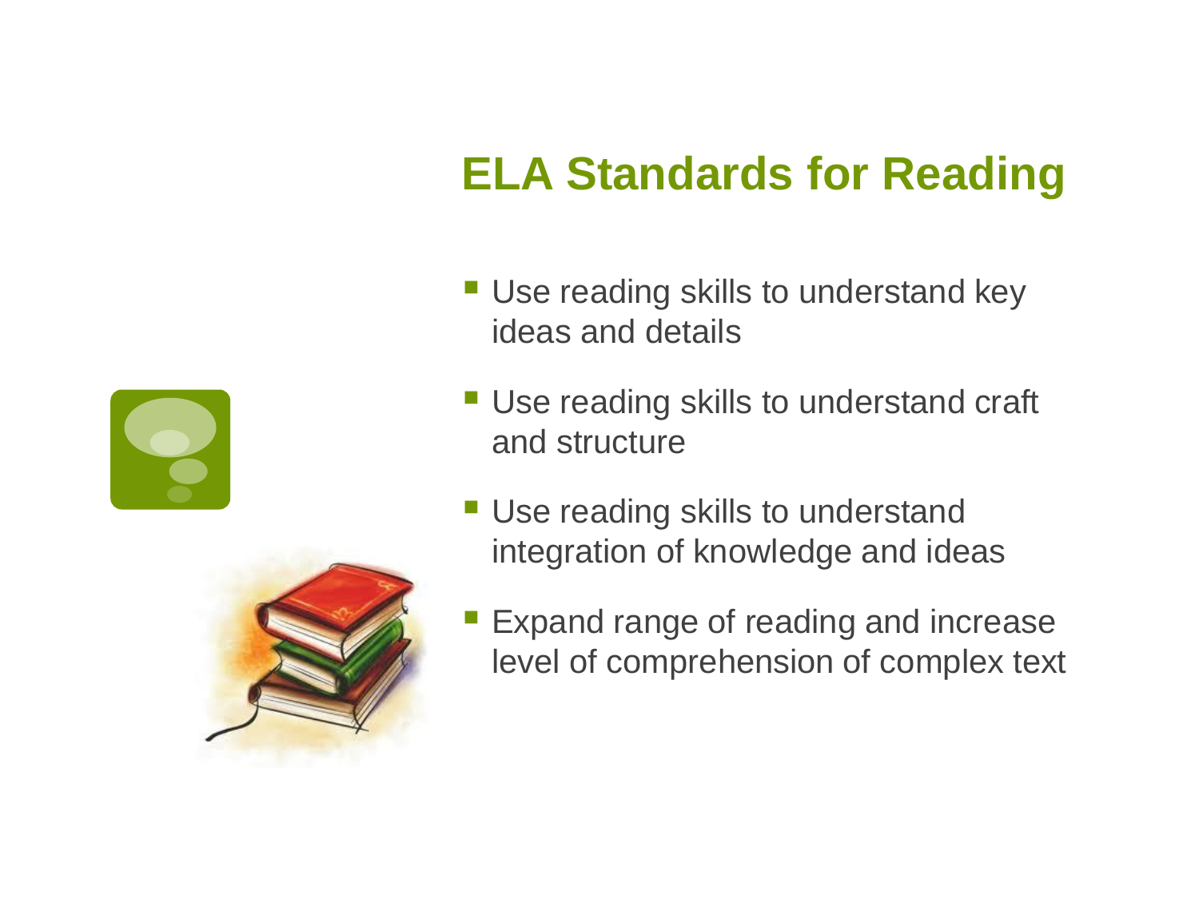# ELA Standards for Reading

- Use reading skills to understand key ideas and details
- Use reading skills to understand craft and structure
- Use reading skills to understand integration of knowledge and ideas
- Expand range of reading and increase level of comprehension of complex text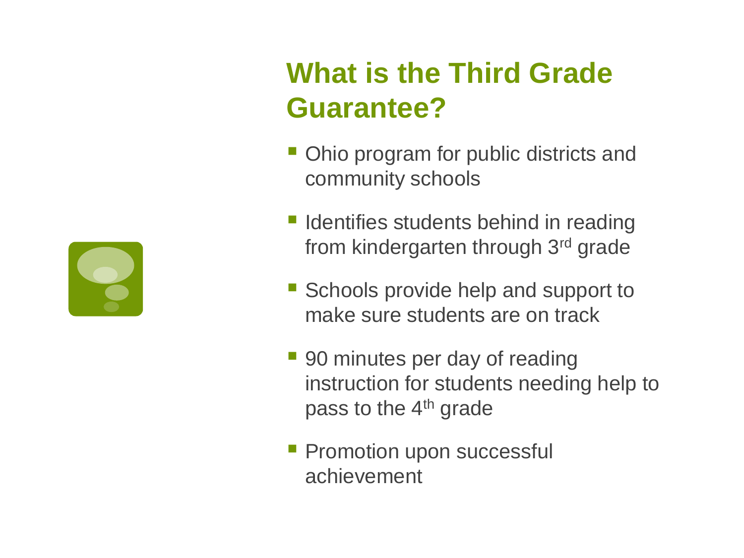# What is the Third Grade Guarantee?

- Ohio program for public districts and community schools
- Identifies students behind in reading from kindergarten through 3rd grade
- Schools provide help and support to make sure students are on track
- 90 minutes per day of reading instruction for students needing help to pass to the 4th grade
- Promotion upon successful achievement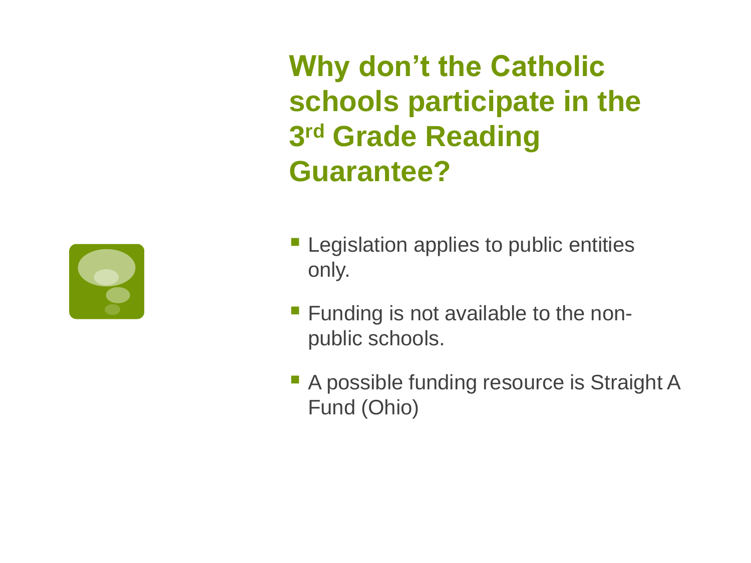# Why don't the Catholic schools participate in the 3rd Grade Reading Guarantee?

- Legislation applies to public entities only.
- Funding is not available to the non-public schools.
- A possible funding resource is Straight A Fund (Ohio)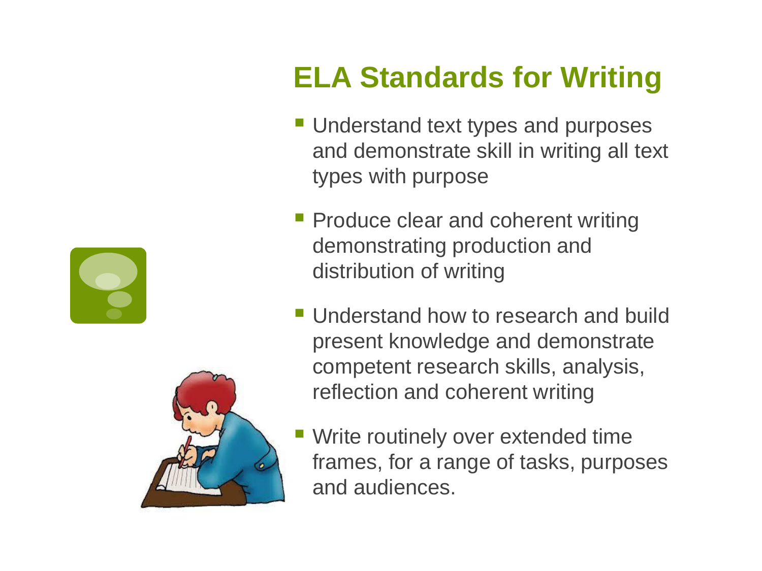# ELA Standards for Writing

- Understand text types and purposes and demonstrate skill in writing all text types with purpose
- Produce clear and coherent writing demonstrating production and distribution of writing
- Understand how to research and build present knowledge and demonstrate competent research skills, analysis, reflection and coherent writing
- Write routinely over extended time frames, for a range of tasks, purposes and audiences.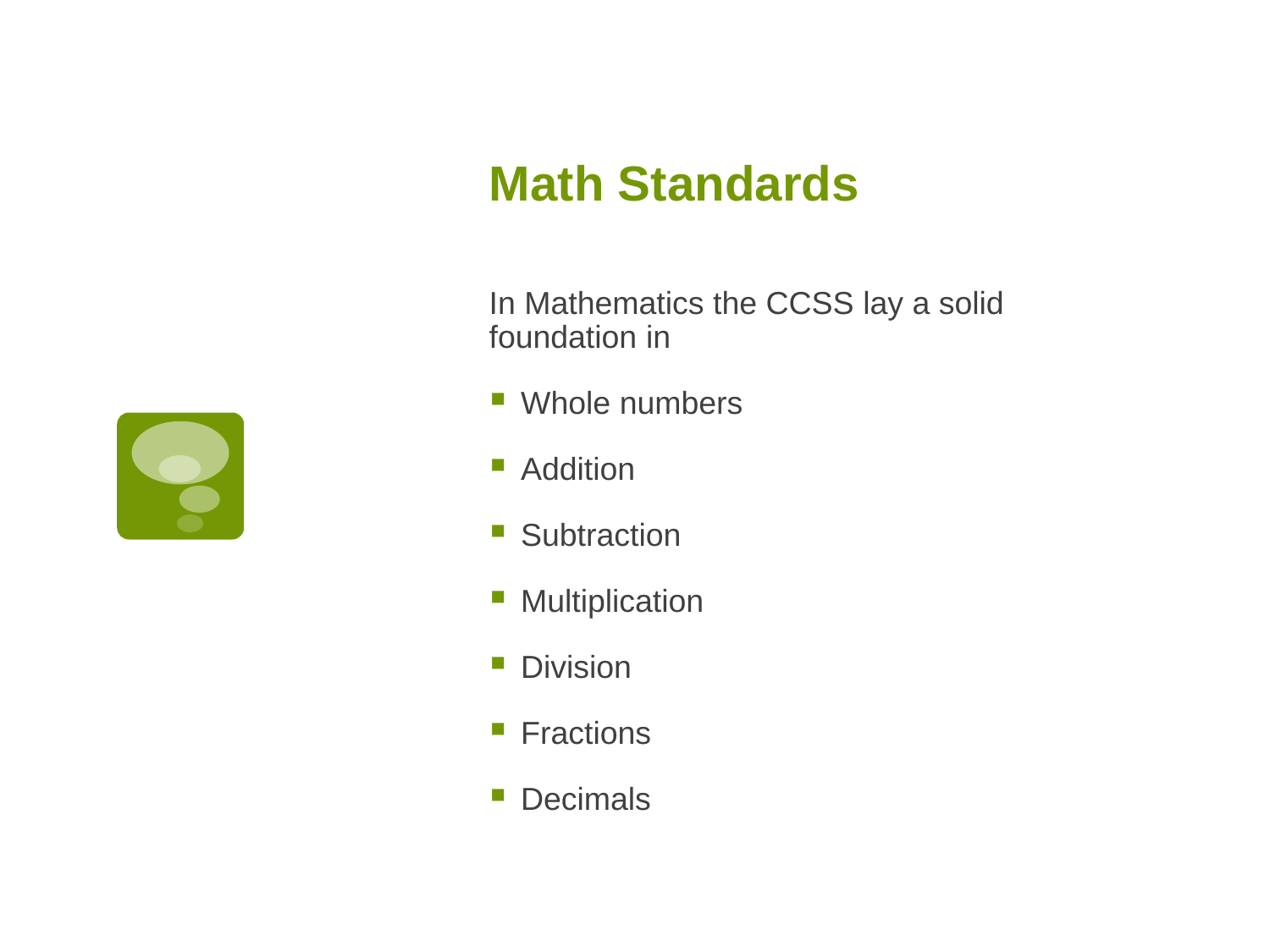# Math Standards

In Mathematics the CCSS lay a solid foundation in

- Whole numbers
- Addition
- Subtraction
- Multiplication
- Division
- Fractions
- Decimals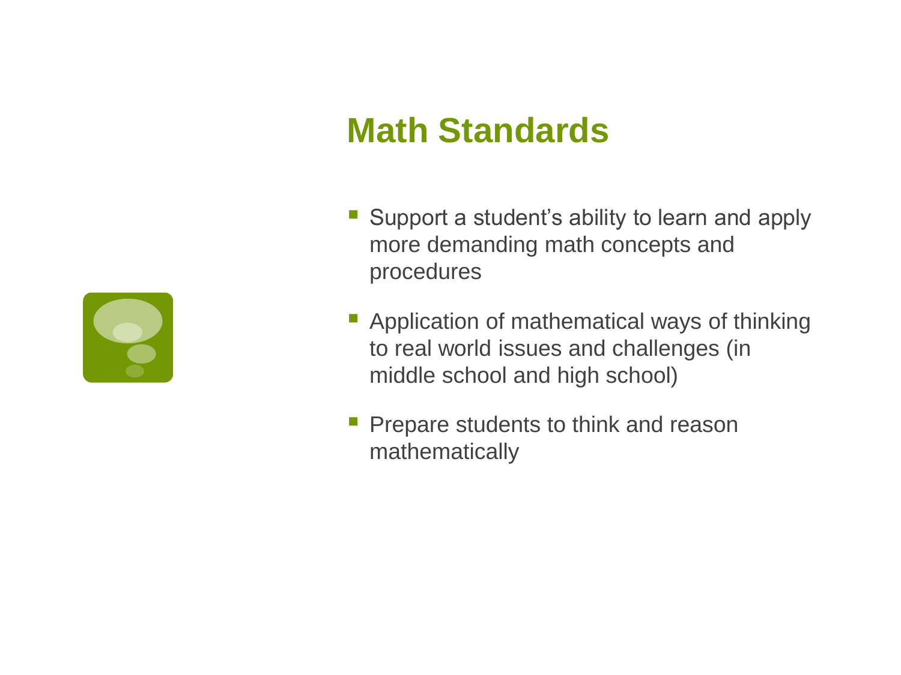# Math Standards

- Support a student’s ability to learn and apply more demanding math concepts and procedures
- Application of mathematical ways of thinking to real world issues and challenges (in middle school and high school)
- Prepare students to think and reason mathematically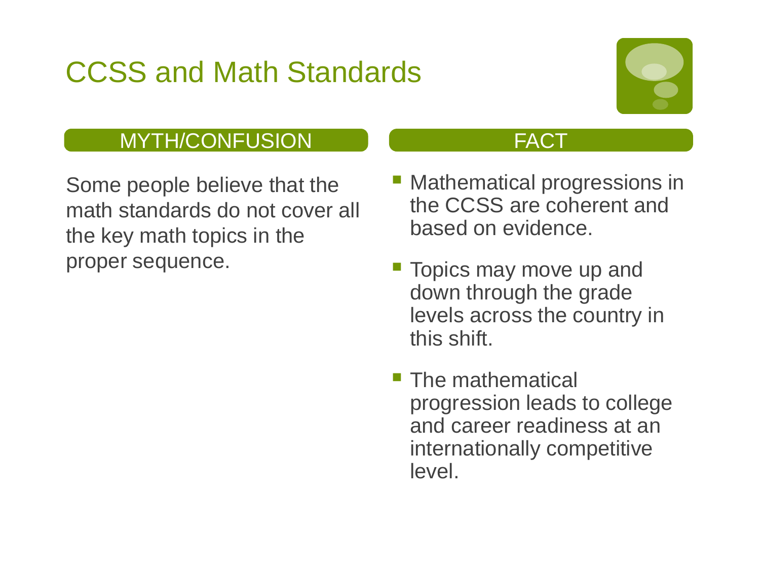# CCSS and Math Standards

## MYTH/CONFUSION

Some people believe that the math standards do not cover all the key math topics in the proper sequence.

## FACT

- Mathematical progressions in the CCSS are coherent and based on evidence.
- Topics may move up and down through the grade levels across the country in this shift.
- The mathematical progression leads to college and career readiness at an internationally competitive level.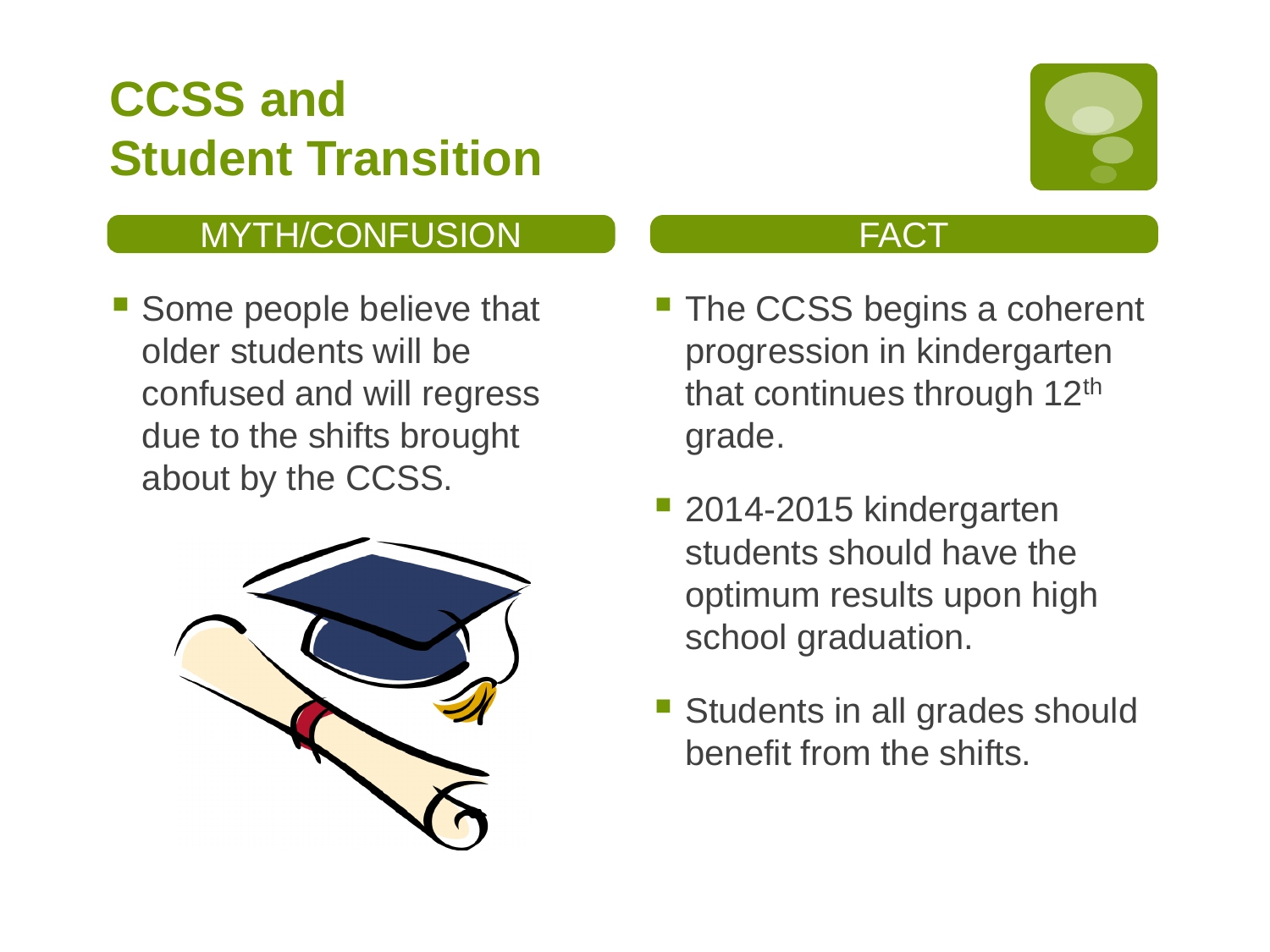# CCSS and Student Transition

## MYTH/CONFUSION

- Some people believe that older students will be confused and will regress due to the shifts brought about by the CCSS.

## FACT

- The CCSS begins a coherent progression in kindergarten that continues through 12th grade.
- 2014-2015 kindergarten students should have the optimum results upon high school graduation.
- Students in all grades should benefit from the shifts.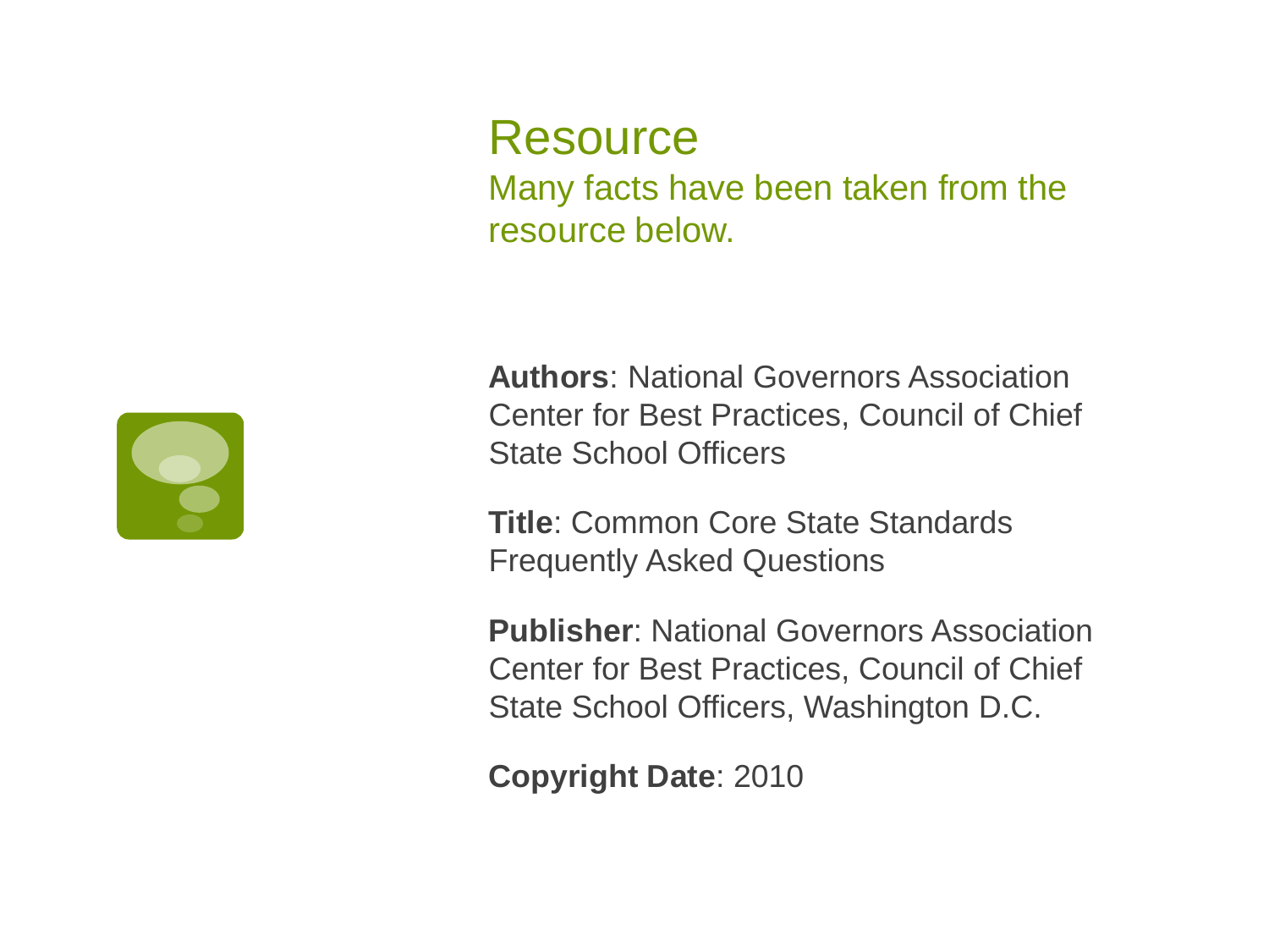# Resource

Many facts have been taken from the resource below.

**Authors**: National Governors Association Center for Best Practices, Council of Chief State School Officers

**Title**: Common Core State Standards Frequently Asked Questions

**Publisher**: National Governors Association Center for Best Practices, Council of Chief State School Officers, Washington D.C.

**Copyright Date**: 2010